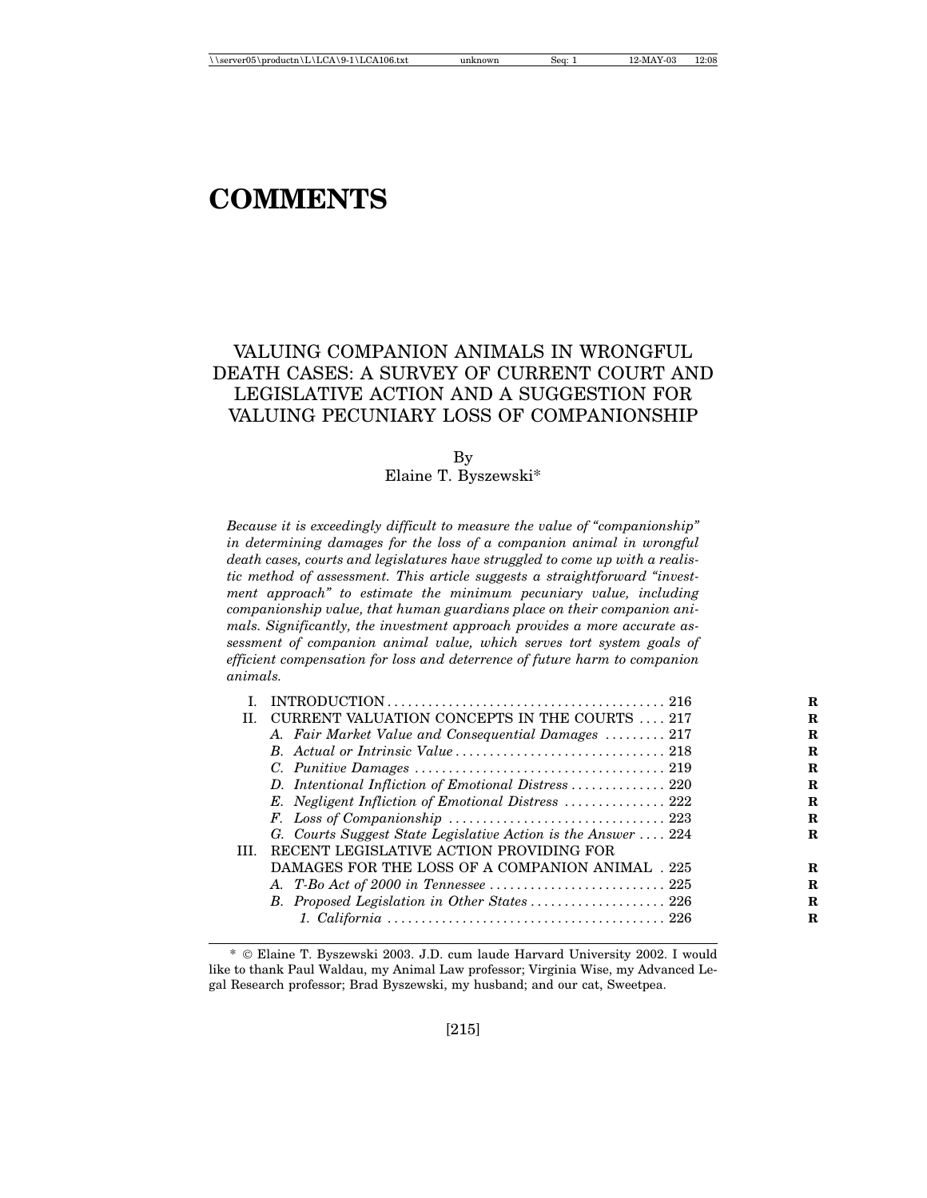# COMMENTS

## VALUING COMPANION ANIMALS IN WRONGFUL DEATH CASES: A SURVEY OF CURRENT COURT AND LEGISLATIVE ACTION AND A SUGGESTION FOR VALUING PECUNIARY LOSS OF COMPANIONSHIP

By
Elaine T. Byszewski*

*Because it is exceedingly difficult to measure the value of "companionship" in determining damages for the loss of a companion animal in wrongful death cases, courts and legislatures have struggled to come up with a realistic method of assessment. This article suggests a straightforward "investment approach" to estimate the minimum pecuniary value, including companionship value, that human guardians place on their companion animals. Significantly, the investment approach provides a more accurate assessment of companion animal value, which serves tort system goals of efficient compensation for loss and deterrence of future harm to companion animals.*

I. INTRODUCTION ........................................ 216
II. CURRENT VALUATION CONCEPTS IN THE COURTS .... 217
  *A. Fair Market Value and Consequential Damages* ......... 217
  *B. Actual or Intrinsic Value* .............................. 218
  *C. Punitive Damages* .................................... 219
  *D. Intentional Infliction of Emotional Distress* ............. 220
  *E. Negligent Infliction of Emotional Distress* ............... 222
  *F. Loss of Companionship* ............................... 223
  *G. Courts Suggest State Legislative Action is the Answer* .... 224
III. RECENT LEGISLATIVE ACTION PROVIDING FOR DAMAGES FOR THE LOSS OF A COMPANION ANIMAL . 225
  *A. T-Bo Act of 2000 in Tennessee* .......................... 225
  *B. Proposed Legislation in Other States* .................... 226
    *1. California* ........................................ 226

\* © Elaine T. Byszewski 2003. J.D. cum laude Harvard University 2002. I would like to thank Paul Waldau, my Animal Law professor; Virginia Wise, my Advanced Legal Research professor; Brad Byszewski, my husband; and our cat, Sweetpea.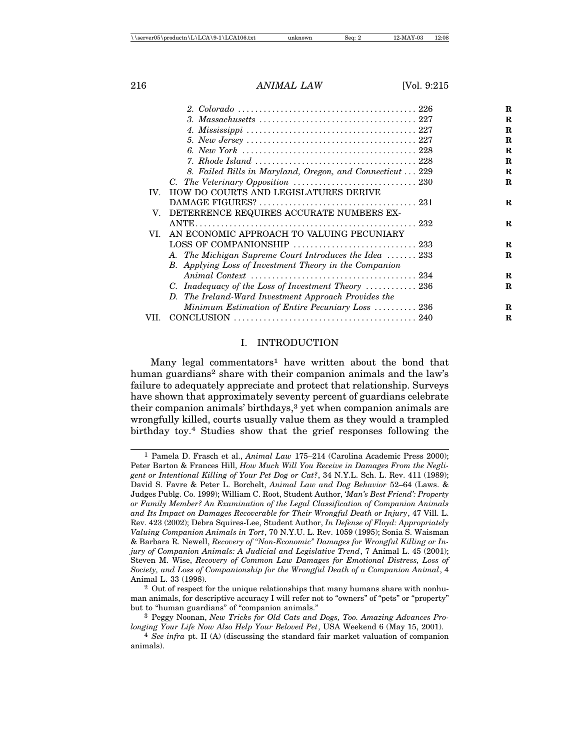2. *Colorado* .......................................... 226
3. *Massachusetts* .................................... 227
4. *Mississippi* ....................................... 227
5. *New Jersey* ....................................... 227
6. *New York* ......................................... 228
7. *Rhode Island* ..................................... 228
8. *Failed Bills in Maryland, Oregon, and Connecticut* ... 229

C. *The Veterinary Opposition* ............................ 230

IV. HOW DO COURTS AND LEGISLATURES DERIVE DAMAGE FIGURES? .................................... 231

V. DETERRENCE REQUIRES ACCURATE NUMBERS EX-ANTE.................................................. 232

VI. AN ECONOMIC APPROACH TO VALUING PECUNIARY LOSS OF COMPANIONSHIP ............................ 233

A. *The Michigan Supreme Court Introduces the Idea* ....... 233
B. *Applying Loss of Investment Theory in the Companion Animal Context* ....................................... 234
C. *Inadequacy of the Loss of Investment Theory* ............ 236
D. *The Ireland-Ward Investment Approach Provides the Minimum Estimation of Entire Pecuniary Loss* .......... 236

VII. CONCLUSION .......................................... 240

## I. INTRODUCTION

Many legal commentators[1] have written about the bond that human guardians[2] share with their companion animals and the law's failure to adequately appreciate and protect that relationship. Surveys have shown that approximately seventy percent of guardians celebrate their companion animals' birthdays,[3] yet when companion animals are wrongfully killed, courts usually value them as they would a trampled birthday toy.[4] Studies show that the grief responses following the

---

[1] Pamela D. Frasch et al., *Animal Law* 175–214 (Carolina Academic Press 2000); Peter Barton & Frances Hill, *How Much Will You Receive in Damages From the Negligent or Intentional Killing of Your Pet Dog or Cat?*, 34 N.Y.L. Sch. L. Rev. 411 (1989); David S. Favre & Peter L. Borchelt, *Animal Law and Dog Behavior* 52–64 (Laws. & Judges Publg. Co. 1999); William C. Root, Student Author, *'Man's Best Friend': Property or Family Member? An Examination of the Legal Classification of Companion Animals and Its Impact on Damages Recoverable for Their Wrongful Death or Injury*, 47 Vill. L. Rev. 423 (2002); Debra Squires-Lee, Student Author, *In Defense of Floyd: Appropriately Valuing Companion Animals in Tort*, 70 N.Y.U. L. Rev. 1059 (1995); Sonia S. Waisman & Barbara R. Newell, *Recovery of "Non-Economic" Damages for Wrongful Killing or Injury of Companion Animals: A Judicial and Legislative Trend*, 7 Animal L. 45 (2001); Steven M. Wise, *Recovery of Common Law Damages for Emotional Distress, Loss of Society, and Loss of Companionship for the Wrongful Death of a Companion Animal*, 4 Animal L. 33 (1998).

[2] Out of respect for the unique relationships that many humans share with nonhuman animals, for descriptive accuracy I will refer not to "owners" of "pets" or "property" but to "human guardians" of "companion animals."

[3] Peggy Noonan, *New Tricks for Old Cats and Dogs, Too. Amazing Advances Prolonging Your Life Now Also Help Your Beloved Pet*, USA Weekend 6 (May 15, 2001).

[4] *See infra* pt. II (A) (discussing the standard fair market valuation of companion animals).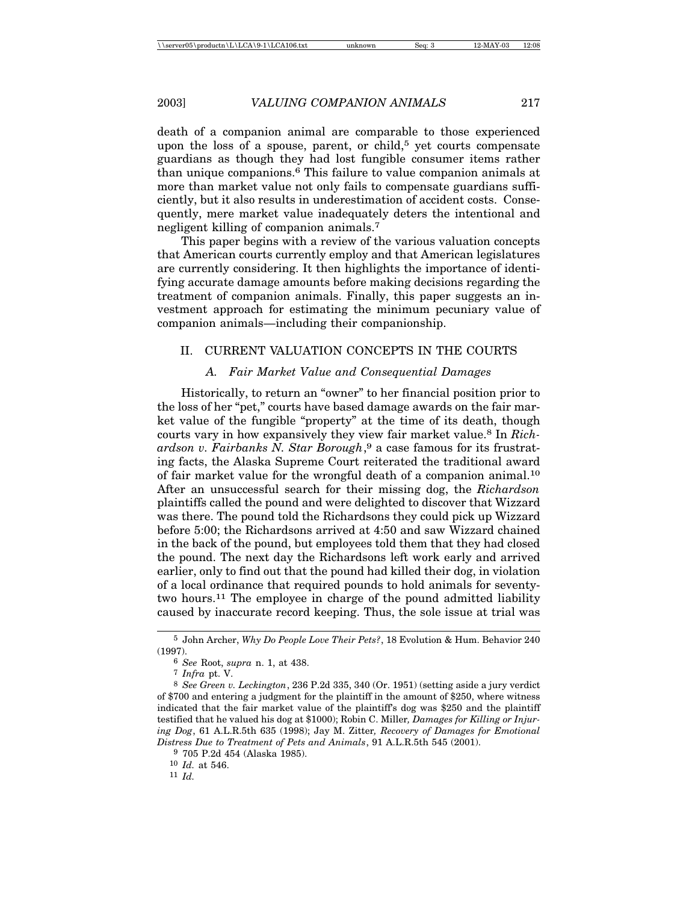death of a companion animal are comparable to those experienced upon the loss of a spouse, parent, or child,[5] yet courts compensate guardians as though they had lost fungible consumer items rather than unique companions.[6] This failure to value companion animals at more than market value not only fails to compensate guardians sufficiently, but it also results in underestimation of accident costs. Consequently, mere market value inadequately deters the intentional and negligent killing of companion animals.[7]

This paper begins with a review of the various valuation concepts that American courts currently employ and that American legislatures are currently considering. It then highlights the importance of identifying accurate damage amounts before making decisions regarding the treatment of companion animals. Finally, this paper suggests an investment approach for estimating the minimum pecuniary value of companion animals—including their companionship.

## II. CURRENT VALUATION CONCEPTS IN THE COURTS

### *A. Fair Market Value and Consequential Damages*

Historically, to return an "owner" to her financial position prior to the loss of her "pet," courts have based damage awards on the fair market value of the fungible "property" at the time of its death, though courts vary in how expansively they view fair market value.[8] In *Richardson v. Fairbanks N. Star Borough*,[9] a case famous for its frustrating facts, the Alaska Supreme Court reiterated the traditional award of fair market value for the wrongful death of a companion animal.[10] After an unsuccessful search for their missing dog, the *Richardson* plaintiffs called the pound and were delighted to discover that Wizzard was there. The pound told the Richardsons they could pick up Wizzard before 5:00; the Richardsons arrived at 4:50 and saw Wizzard chained in the back of the pound, but employees told them that they had closed the pound. The next day the Richardsons left work early and arrived earlier, only to find out that the pound had killed their dog, in violation of a local ordinance that required pounds to hold animals for seventy-two hours.[11] The employee in charge of the pound admitted liability caused by inaccurate record keeping. Thus, the sole issue at trial was

---

[5] John Archer, *Why Do People Love Their Pets?*, 18 Evolution & Hum. Behavior 240 (1997).

[6] *See* Root, *supra* n. 1, at 438.

[7] *Infra* pt. V.

[8] *See Green v. Leckington*, 236 P.2d 335, 340 (Or. 1951) (setting aside a jury verdict of $700 and entering a judgment for the plaintiff in the amount of $250, where witness indicated that the fair market value of the plaintiff's dog was $250 and the plaintiff testified that he valued his dog at $1000); Robin C. Miller, *Damages for Killing or Injuring Dog*, 61 A.L.R.5th 635 (1998); Jay M. Zitter, *Recovery of Damages for Emotional Distress Due to Treatment of Pets and Animals*, 91 A.L.R.5th 545 (2001).

[9] 705 P.2d 454 (Alaska 1985).

[10] *Id.* at 546.

[11] *Id.*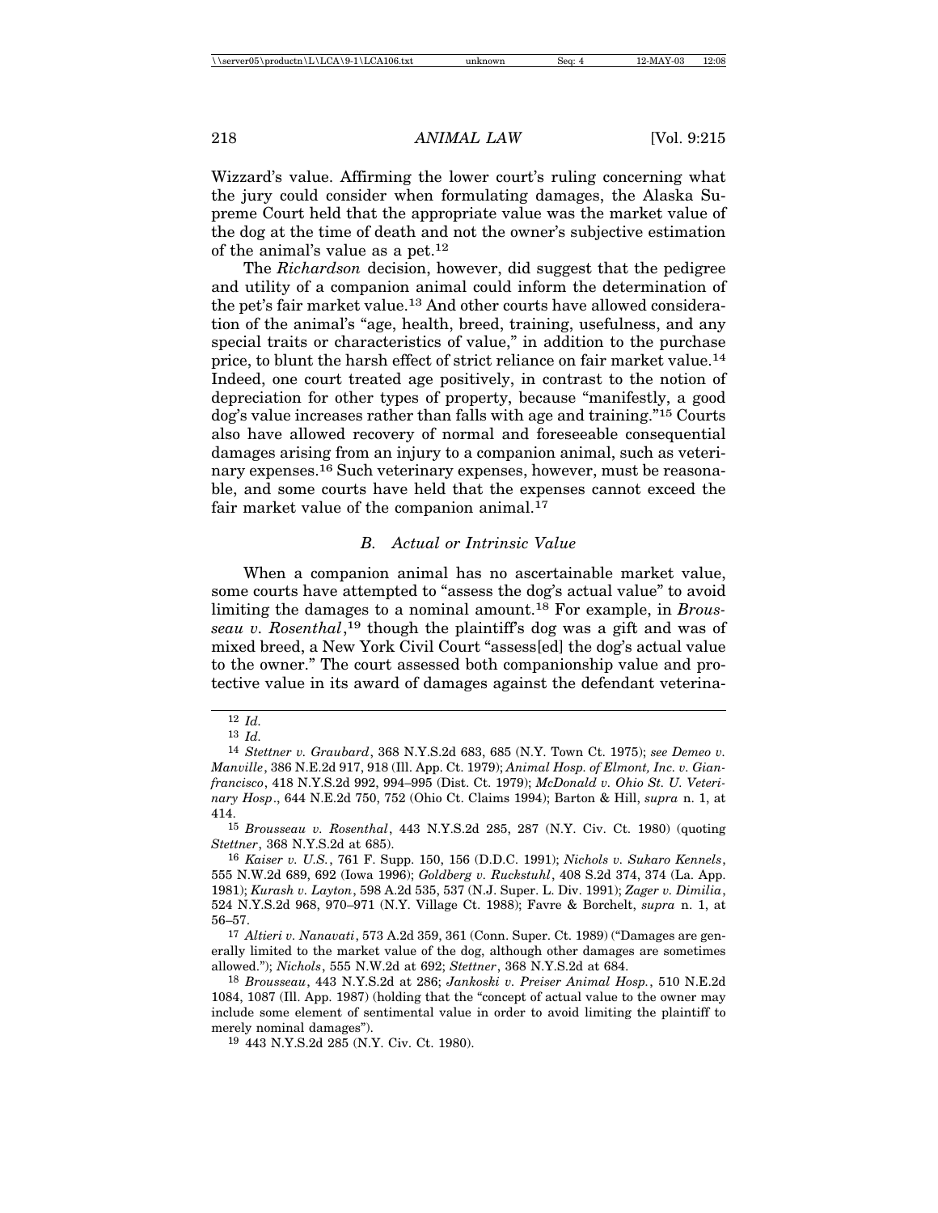Wizzard's value. Affirming the lower court's ruling concerning what the jury could consider when formulating damages, the Alaska Supreme Court held that the appropriate value was the market value of the dog at the time of death and not the owner's subjective estimation of the animal's value as a pet.[12]

The *Richardson* decision, however, did suggest that the pedigree and utility of a companion animal could inform the determination of the pet's fair market value.[13] And other courts have allowed consideration of the animal's "age, health, breed, training, usefulness, and any special traits or characteristics of value," in addition to the purchase price, to blunt the harsh effect of strict reliance on fair market value.[14] Indeed, one court treated age positively, in contrast to the notion of depreciation for other types of property, because "manifestly, a good dog's value increases rather than falls with age and training."[15] Courts also have allowed recovery of normal and foreseeable consequential damages arising from an injury to a companion animal, such as veterinary expenses.[16] Such veterinary expenses, however, must be reasonable, and some courts have held that the expenses cannot exceed the fair market value of the companion animal.[17]

### *B. Actual or Intrinsic Value*

When a companion animal has no ascertainable market value, some courts have attempted to "assess the dog's actual value" to avoid limiting the damages to a nominal amount.[18] For example, in *Brousseau v. Rosenthal*,[19] though the plaintiff's dog was a gift and was of mixed breed, a New York Civil Court "assess[ed] the dog's actual value to the owner." The court assessed both companionship value and protective value in its award of damages against the defendant veterina-

---

[12] *Id.*

[13] *Id.*

[14] *Stettner v. Graubard*, 368 N.Y.S.2d 683, 685 (N.Y. Town Ct. 1975); *see Demeo v. Manville*, 386 N.E.2d 917, 918 (Ill. App. Ct. 1979); *Animal Hosp. of Elmont, Inc. v. Gianfrancisco*, 418 N.Y.S.2d 992, 994–995 (Dist. Ct. 1979); *McDonald v. Ohio St. U. Veterinary Hosp*., 644 N.E.2d 750, 752 (Ohio Ct. Claims 1994); Barton & Hill, *supra* n. 1, at 414.

[15] *Brousseau v. Rosenthal*, 443 N.Y.S.2d 285, 287 (N.Y. Civ. Ct. 1980) (quoting *Stettner*, 368 N.Y.S.2d at 685).

[16] *Kaiser v. U.S.*, 761 F. Supp. 150, 156 (D.D.C. 1991); *Nichols v. Sukaro Kennels*, 555 N.W.2d 689, 692 (Iowa 1996); *Goldberg v. Ruckstuhl*, 408 S.2d 374, 374 (La. App. 1981); *Kurash v. Layton*, 598 A.2d 535, 537 (N.J. Super. L. Div. 1991); *Zager v. Dimilia*, 524 N.Y.S.2d 968, 970–971 (N.Y. Village Ct. 1988); Favre & Borchelt, *supra* n. 1, at 56–57.

[17] *Altieri v. Nanavati*, 573 A.2d 359, 361 (Conn. Super. Ct. 1989) ("Damages are generally limited to the market value of the dog, although other damages are sometimes allowed."); *Nichols*, 555 N.W.2d at 692; *Stettner*, 368 N.Y.S.2d at 684.

[18] *Brousseau*, 443 N.Y.S.2d at 286; *Jankoski v. Preiser Animal Hosp.*, 510 N.E.2d 1084, 1087 (Ill. App. 1987) (holding that the "concept of actual value to the owner may include some element of sentimental value in order to avoid limiting the plaintiff to merely nominal damages").

[19] 443 N.Y.S.2d 285 (N.Y. Civ. Ct. 1980).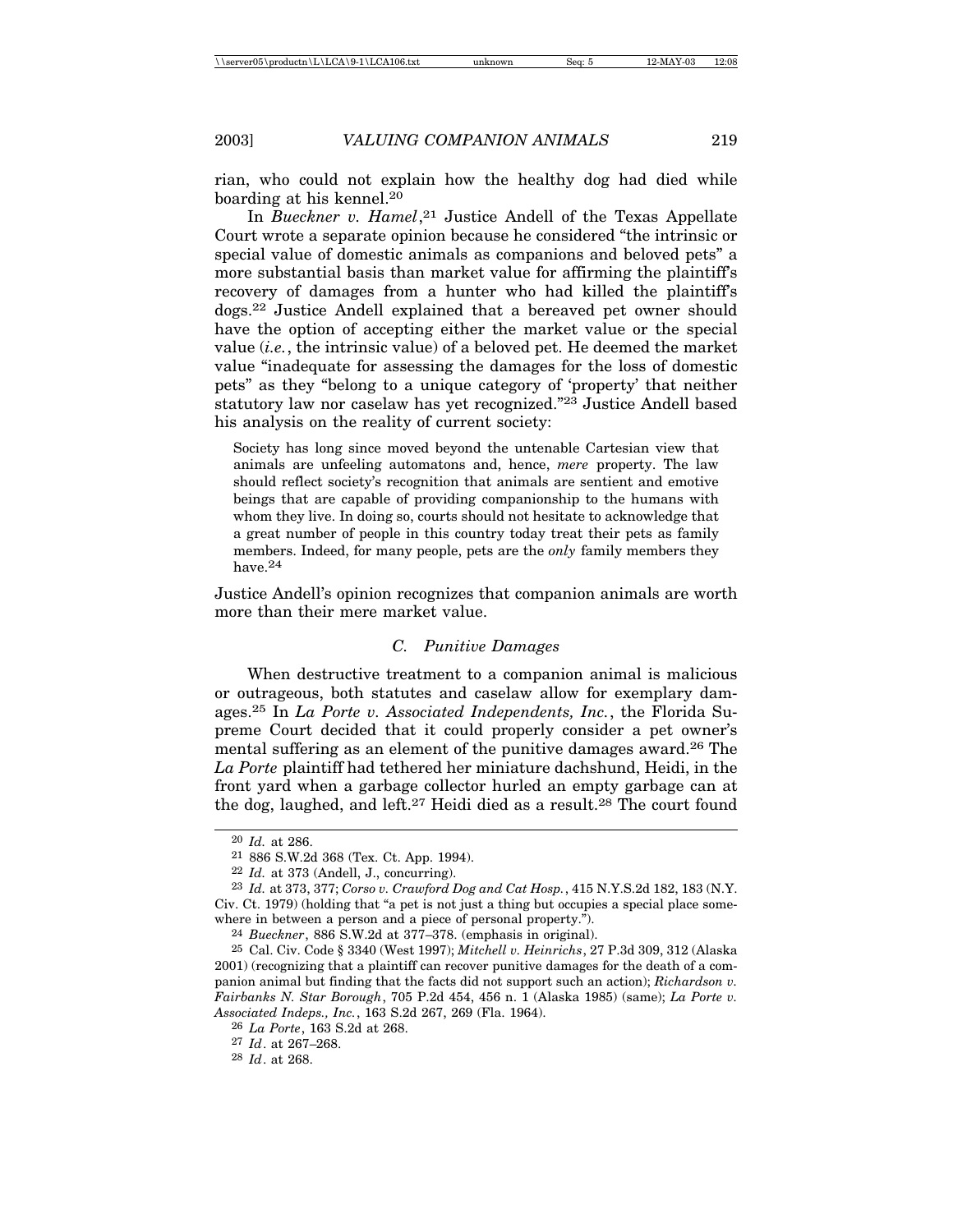rian, who could not explain how the healthy dog had died while boarding at his kennel.[20]

In *Bueckner v. Hamel*,[21] Justice Andell of the Texas Appellate Court wrote a separate opinion because he considered "the intrinsic or special value of domestic animals as companions and beloved pets" a more substantial basis than market value for affirming the plaintiff's recovery of damages from a hunter who had killed the plaintiff's dogs.[22] Justice Andell explained that a bereaved pet owner should have the option of accepting either the market value or the special value (*i.e.*, the intrinsic value) of a beloved pet. He deemed the market value "inadequate for assessing the damages for the loss of domestic pets" as they "belong to a unique category of 'property' that neither statutory law nor caselaw has yet recognized."[23] Justice Andell based his analysis on the reality of current society:

> Society has long since moved beyond the untenable Cartesian view that animals are unfeeling automatons and, hence, *mere* property. The law should reflect society's recognition that animals are sentient and emotive beings that are capable of providing companionship to the humans with whom they live. In doing so, courts should not hesitate to acknowledge that a great number of people in this country today treat their pets as family members. Indeed, for many people, pets are the *only* family members they have.[24]

Justice Andell's opinion recognizes that companion animals are worth more than their mere market value.

### *C. Punitive Damages*

When destructive treatment to a companion animal is malicious or outrageous, both statutes and caselaw allow for exemplary damages.[25] In *La Porte v. Associated Independents, Inc.*, the Florida Supreme Court decided that it could properly consider a pet owner's mental suffering as an element of the punitive damages award.[26] The *La Porte* plaintiff had tethered her miniature dachshund, Heidi, in the front yard when a garbage collector hurled an empty garbage can at the dog, laughed, and left.[27] Heidi died as a result.[28] The court found

---

[20] *Id.* at 286.

[21] 886 S.W.2d 368 (Tex. Ct. App. 1994).

[22] *Id.* at 373 (Andell, J., concurring).

[23] *Id.* at 373, 377; *Corso v. Crawford Dog and Cat Hosp.*, 415 N.Y.S.2d 182, 183 (N.Y. Civ. Ct. 1979) (holding that "a pet is not just a thing but occupies a special place somewhere in between a person and a piece of personal property.").

[24] *Bueckner*, 886 S.W.2d at 377–378. (emphasis in original).

[25] Cal. Civ. Code § 3340 (West 1997); *Mitchell v. Heinrichs*, 27 P.3d 309, 312 (Alaska 2001) (recognizing that a plaintiff can recover punitive damages for the death of a companion animal but finding that the facts did not support such an action); *Richardson v. Fairbanks N. Star Borough*, 705 P.2d 454, 456 n. 1 (Alaska 1985) (same); *La Porte v. Associated Indeps., Inc.*, 163 S.2d 267, 269 (Fla. 1964).

[26] *La Porte*, 163 S.2d at 268.

[27] *Id*. at 267–268.

[28] *Id*. at 268.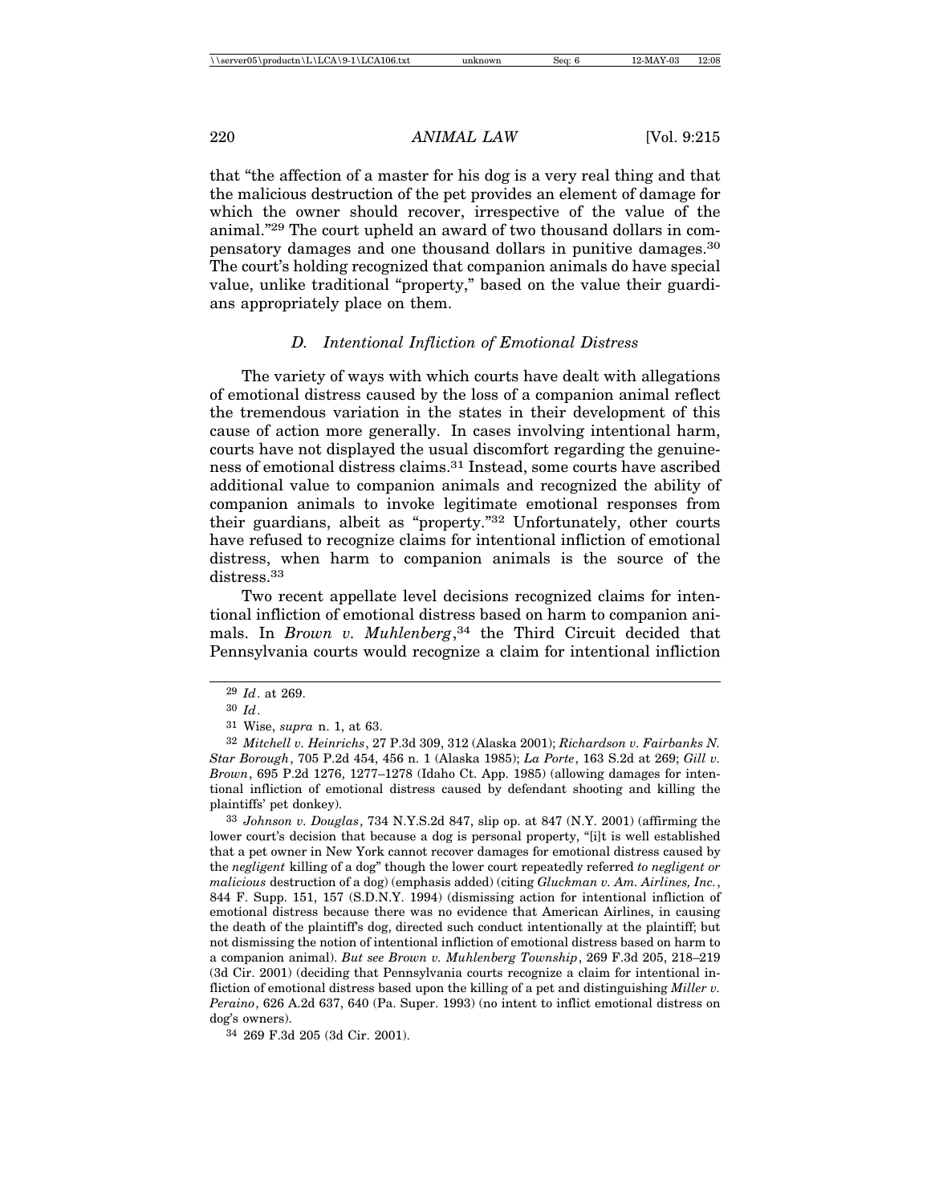that "the affection of a master for his dog is a very real thing and that the malicious destruction of the pet provides an element of damage for which the owner should recover, irrespective of the value of the animal."[29] The court upheld an award of two thousand dollars in compensatory damages and one thousand dollars in punitive damages.[30] The court's holding recognized that companion animals do have special value, unlike traditional "property," based on the value their guardians appropriately place on them.

### *D. Intentional Infliction of Emotional Distress*

The variety of ways with which courts have dealt with allegations of emotional distress caused by the loss of a companion animal reflect the tremendous variation in the states in their development of this cause of action more generally. In cases involving intentional harm, courts have not displayed the usual discomfort regarding the genuineness of emotional distress claims.[31] Instead, some courts have ascribed additional value to companion animals and recognized the ability of companion animals to invoke legitimate emotional responses from their guardians, albeit as "property."[32] Unfortunately, other courts have refused to recognize claims for intentional infliction of emotional distress, when harm to companion animals is the source of the distress.[33]

Two recent appellate level decisions recognized claims for intentional infliction of emotional distress based on harm to companion animals. In *Brown v. Muhlenberg*,[34] the Third Circuit decided that Pennsylvania courts would recognize a claim for intentional infliction

---

[29] *Id*. at 269.

[30] *Id*.

[31] Wise, *supra* n. 1, at 63.

[32] *Mitchell v. Heinrichs*, 27 P.3d 309, 312 (Alaska 2001); *Richardson v. Fairbanks N. Star Borough*, 705 P.2d 454, 456 n. 1 (Alaska 1985); *La Porte*, 163 S.2d at 269; *Gill v. Brown*, 695 P.2d 1276, 1277–1278 (Idaho Ct. App. 1985) (allowing damages for intentional infliction of emotional distress caused by defendant shooting and killing the plaintiffs' pet donkey).

[33] *Johnson v. Douglas*, 734 N.Y.S.2d 847, slip op. at 847 (N.Y. 2001) (affirming the lower court's decision that because a dog is personal property, "[i]t is well established that a pet owner in New York cannot recover damages for emotional distress caused by the *negligent* killing of a dog" though the lower court repeatedly referred *to negligent or malicious* destruction of a dog) (emphasis added) (citing *Gluckman v. Am. Airlines, Inc.*, 844 F. Supp. 151, 157 (S.D.N.Y. 1994) (dismissing action for intentional infliction of emotional distress because there was no evidence that American Airlines, in causing the death of the plaintiff's dog, directed such conduct intentionally at the plaintiff; but not dismissing the notion of intentional infliction of emotional distress based on harm to a companion animal). *But see Brown v. Muhlenberg Township*, 269 F.3d 205, 218–219 (3d Cir. 2001) (deciding that Pennsylvania courts recognize a claim for intentional infliction of emotional distress based upon the killing of a pet and distinguishing *Miller v. Peraino*, 626 A.2d 637, 640 (Pa. Super. 1993) (no intent to inflict emotional distress on dog's owners).

[34] 269 F.3d 205 (3d Cir. 2001).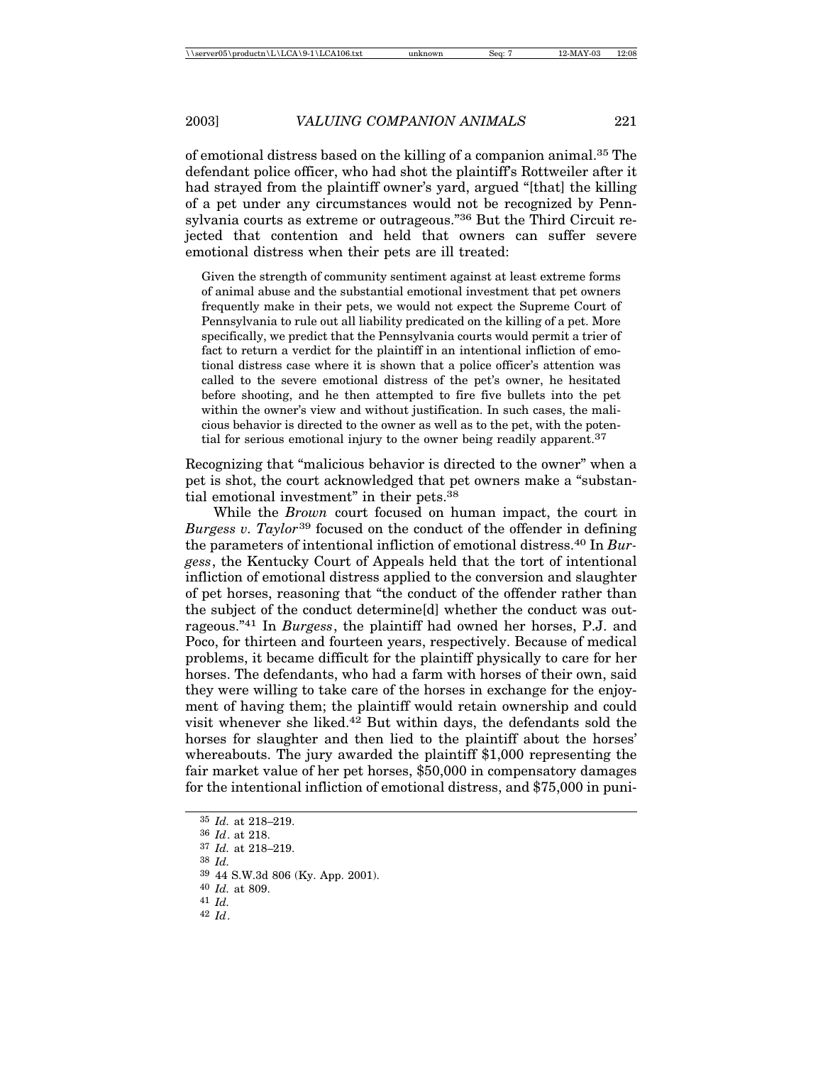of emotional distress based on the killing of a companion animal.[35] The defendant police officer, who had shot the plaintiff's Rottweiler after it had strayed from the plaintiff owner's yard, argued "[that] the killing of a pet under any circumstances would not be recognized by Pennsylvania courts as extreme or outrageous."[36] But the Third Circuit rejected that contention and held that owners can suffer severe emotional distress when their pets are ill treated:

> Given the strength of community sentiment against at least extreme forms of animal abuse and the substantial emotional investment that pet owners frequently make in their pets, we would not expect the Supreme Court of Pennsylvania to rule out all liability predicated on the killing of a pet. More specifically, we predict that the Pennsylvania courts would permit a trier of fact to return a verdict for the plaintiff in an intentional infliction of emotional distress case where it is shown that a police officer's attention was called to the severe emotional distress of the pet's owner, he hesitated before shooting, and he then attempted to fire five bullets into the pet within the owner's view and without justification. In such cases, the malicious behavior is directed to the owner as well as to the pet, with the potential for serious emotional injury to the owner being readily apparent.[37]

Recognizing that "malicious behavior is directed to the owner" when a pet is shot, the court acknowledged that pet owners make a "substantial emotional investment" in their pets.[38]

While the *Brown* court focused on human impact, the court in *Burgess v. Taylor*[39] focused on the conduct of the offender in defining the parameters of intentional infliction of emotional distress.[40] In *Burgess*, the Kentucky Court of Appeals held that the tort of intentional infliction of emotional distress applied to the conversion and slaughter of pet horses, reasoning that "the conduct of the offender rather than the subject of the conduct determine[d] whether the conduct was outrageous."[41] In *Burgess*, the plaintiff had owned her horses, P.J. and Poco, for thirteen and fourteen years, respectively. Because of medical problems, it became difficult for the plaintiff physically to care for her horses. The defendants, who had a farm with horses of their own, said they were willing to take care of the horses in exchange for the enjoyment of having them; the plaintiff would retain ownership and could visit whenever she liked.[42] But within days, the defendants sold the horses for slaughter and then lied to the plaintiff about the horses' whereabouts. The jury awarded the plaintiff $1,000 representing the fair market value of her pet horses, $50,000 in compensatory damages for the intentional infliction of emotional distress, and $75,000 in puni-

---

[35] *Id.* at 218–219.

[36] *Id*. at 218.

[37] *Id.* at 218–219.

[38] *Id.*

[39] 44 S.W.3d 806 (Ky. App. 2001).

[40] *Id.* at 809.

[41] *Id.*

[42] *Id*.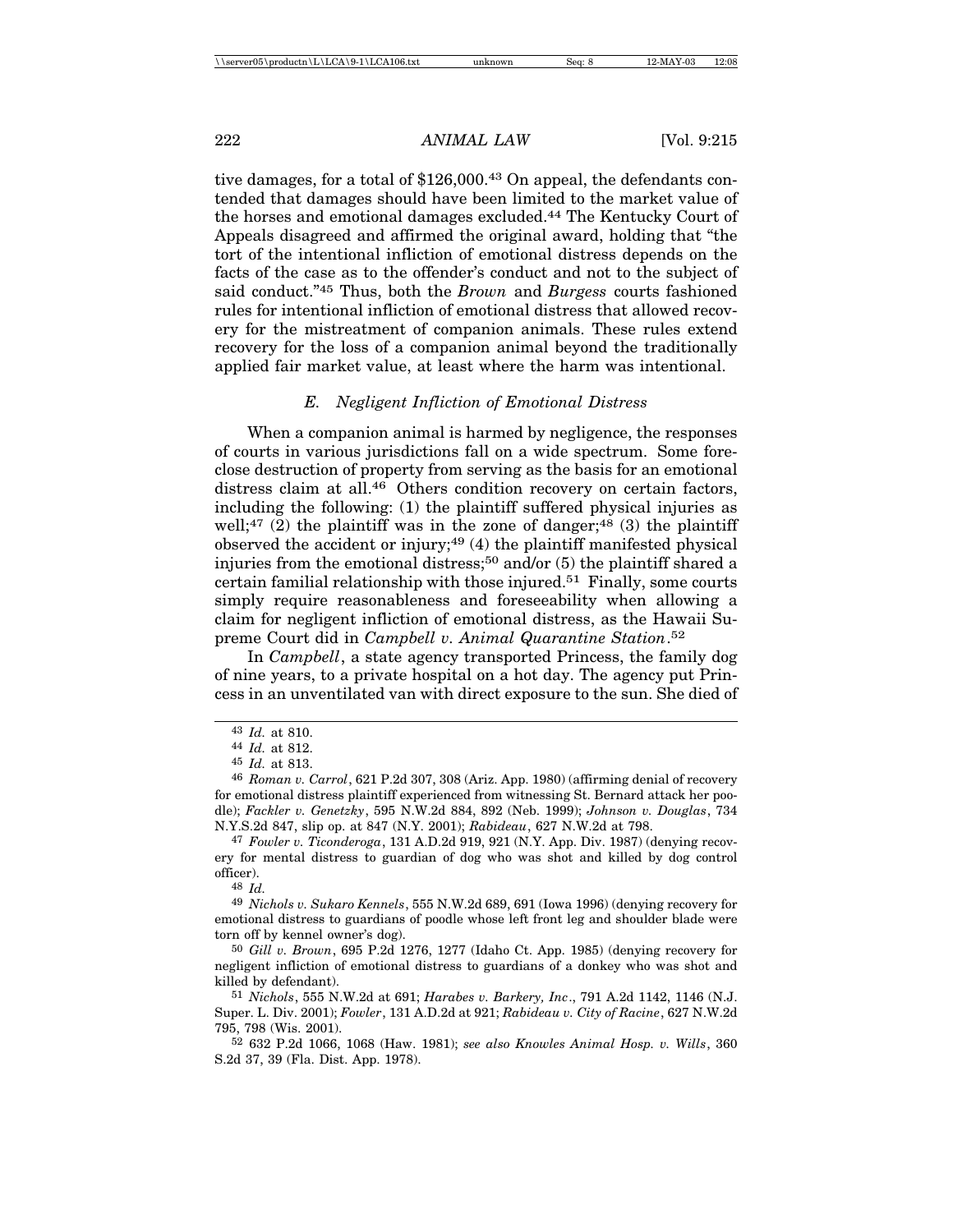tive damages, for a total of $126,000.[43] On appeal, the defendants contended that damages should have been limited to the market value of the horses and emotional damages excluded.[44] The Kentucky Court of Appeals disagreed and affirmed the original award, holding that "the tort of the intentional infliction of emotional distress depends on the facts of the case as to the offender's conduct and not to the subject of said conduct."[45] Thus, both the *Brown* and *Burgess* courts fashioned rules for intentional infliction of emotional distress that allowed recovery for the mistreatment of companion animals. These rules extend recovery for the loss of a companion animal beyond the traditionally applied fair market value, at least where the harm was intentional.

### *E. Negligent Infliction of Emotional Distress*

When a companion animal is harmed by negligence, the responses of courts in various jurisdictions fall on a wide spectrum. Some foreclose destruction of property from serving as the basis for an emotional distress claim at all.[46] Others condition recovery on certain factors, including the following: (1) the plaintiff suffered physical injuries as well;[47] (2) the plaintiff was in the zone of danger;[48] (3) the plaintiff observed the accident or injury;[49] (4) the plaintiff manifested physical injuries from the emotional distress;[50] and/or (5) the plaintiff shared a certain familial relationship with those injured.[51] Finally, some courts simply require reasonableness and foreseeability when allowing a claim for negligent infliction of emotional distress, as the Hawaii Supreme Court did in *Campbell v. Animal Quarantine Station*.[52]

In *Campbell*, a state agency transported Princess, the family dog of nine years, to a private hospital on a hot day. The agency put Princess in an unventilated van with direct exposure to the sun. She died of

---

[43] *Id.* at 810.

[44] *Id.* at 812.

[45] *Id.* at 813.

[46] *Roman v. Carrol*, 621 P.2d 307, 308 (Ariz. App. 1980) (affirming denial of recovery for emotional distress plaintiff experienced from witnessing St. Bernard attack her poodle); *Fackler v. Genetzky*, 595 N.W.2d 884, 892 (Neb. 1999); *Johnson v. Douglas*, 734 N.Y.S.2d 847, slip op. at 847 (N.Y. 2001); *Rabideau*, 627 N.W.2d at 798.

[47] *Fowler v. Ticonderoga*, 131 A.D.2d 919, 921 (N.Y. App. Div. 1987) (denying recovery for mental distress to guardian of dog who was shot and killed by dog control officer).

[48] *Id.*

[49] *Nichols v. Sukaro Kennels*, 555 N.W.2d 689, 691 (Iowa 1996) (denying recovery for emotional distress to guardians of poodle whose left front leg and shoulder blade were torn off by kennel owner's dog).

[50] *Gill v. Brown*, 695 P.2d 1276, 1277 (Idaho Ct. App. 1985) (denying recovery for negligent infliction of emotional distress to guardians of a donkey who was shot and killed by defendant).

[51] *Nichols*, 555 N.W.2d at 691; *Harabes v. Barkery, Inc*., 791 A.2d 1142, 1146 (N.J. Super. L. Div. 2001); *Fowler*, 131 A.D.2d at 921; *Rabideau v. City of Racine*, 627 N.W.2d 795, 798 (Wis. 2001).

[52] 632 P.2d 1066, 1068 (Haw. 1981); *see also Knowles Animal Hosp. v. Wills*, 360 S.2d 37, 39 (Fla. Dist. App. 1978).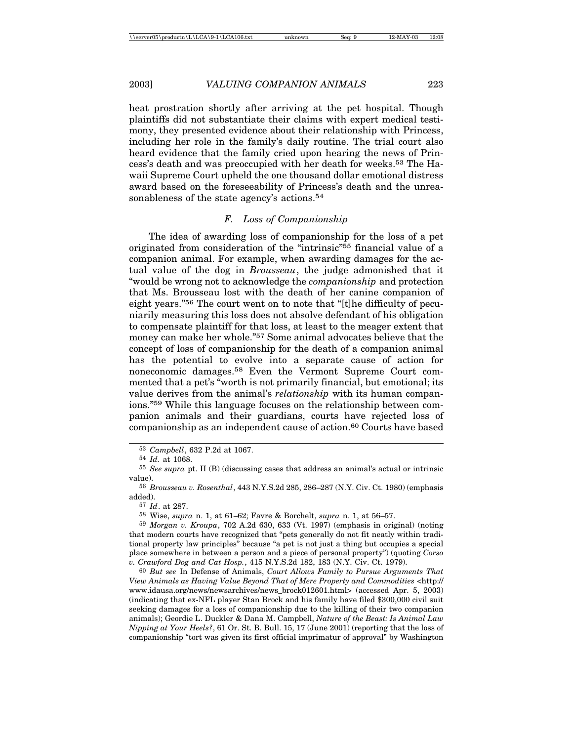heat prostration shortly after arriving at the pet hospital. Though plaintiffs did not substantiate their claims with expert medical testimony, they presented evidence about their relationship with Princess, including her role in the family's daily routine. The trial court also heard evidence that the family cried upon hearing the news of Princess's death and was preoccupied with her death for weeks.[53] The Hawaii Supreme Court upheld the one thousand dollar emotional distress award based on the foreseeability of Princess's death and the unreasonableness of the state agency's actions.[54]

### *F. Loss of Companionship*

The idea of awarding loss of companionship for the loss of a pet originated from consideration of the "intrinsic"[55] financial value of a companion animal. For example, when awarding damages for the actual value of the dog in *Brousseau*, the judge admonished that it "would be wrong not to acknowledge the *companionship* and protection that Ms. Brousseau lost with the death of her canine companion of eight years."[56] The court went on to note that "[t]he difficulty of pecuniarily measuring this loss does not absolve defendant of his obligation to compensate plaintiff for that loss, at least to the meager extent that money can make her whole."[57] Some animal advocates believe that the concept of loss of companionship for the death of a companion animal has the potential to evolve into a separate cause of action for noneconomic damages.[58] Even the Vermont Supreme Court commented that a pet's "worth is not primarily financial, but emotional; its value derives from the animal's *relationship* with its human companions."[59] While this language focuses on the relationship between companion animals and their guardians, courts have rejected loss of companionship as an independent cause of action.[60] Courts have based

---

[53] *Campbell*, 632 P.2d at 1067.

[54] *Id.* at 1068.

[55] *See supra* pt. II (B) (discussing cases that address an animal's actual or intrinsic value).

[56] *Brousseau v. Rosenthal*, 443 N.Y.S.2d 285, 286–287 (N.Y. Civ. Ct. 1980) (emphasis added).

[57] *Id*. at 287.

[58] Wise, *supra* n. 1, at 61–62; Favre & Borchelt, *supra* n. 1, at 56–57.

[59] *Morgan v. Kroupa*, 702 A.2d 630, 633 (Vt. 1997) (emphasis in original) (noting that modern courts have recognized that "pets generally do not fit neatly within traditional property law principles" because "a pet is not just a thing but occupies a special place somewhere in between a person and a piece of personal property") (quoting *Corso v. Crawford Dog and Cat Hosp.*, 415 N.Y.S.2d 182, 183 (N.Y. Civ. Ct. 1979).

[60] *But see* In Defense of Animals, *Court Allows Family to Pursue Arguments That View Animals as Having Value Beyond That of Mere Property and Commodities* <http://www.idausa.org/news/newsarchives/news_brock012601.html> (accessed Apr. 5, 2003) (indicating that ex-NFL player Stan Brock and his family have filed $300,000 civil suit seeking damages for a loss of companionship due to the killing of their two companion animals); Geordie L. Duckler & Dana M. Campbell, *Nature of the Beast: Is Animal Law Nipping at Your Heels?*, 61 Or. St. B. Bull. 15, 17 (June 2001) (reporting that the loss of companionship "tort was given its first official imprimatur of approval" by Washington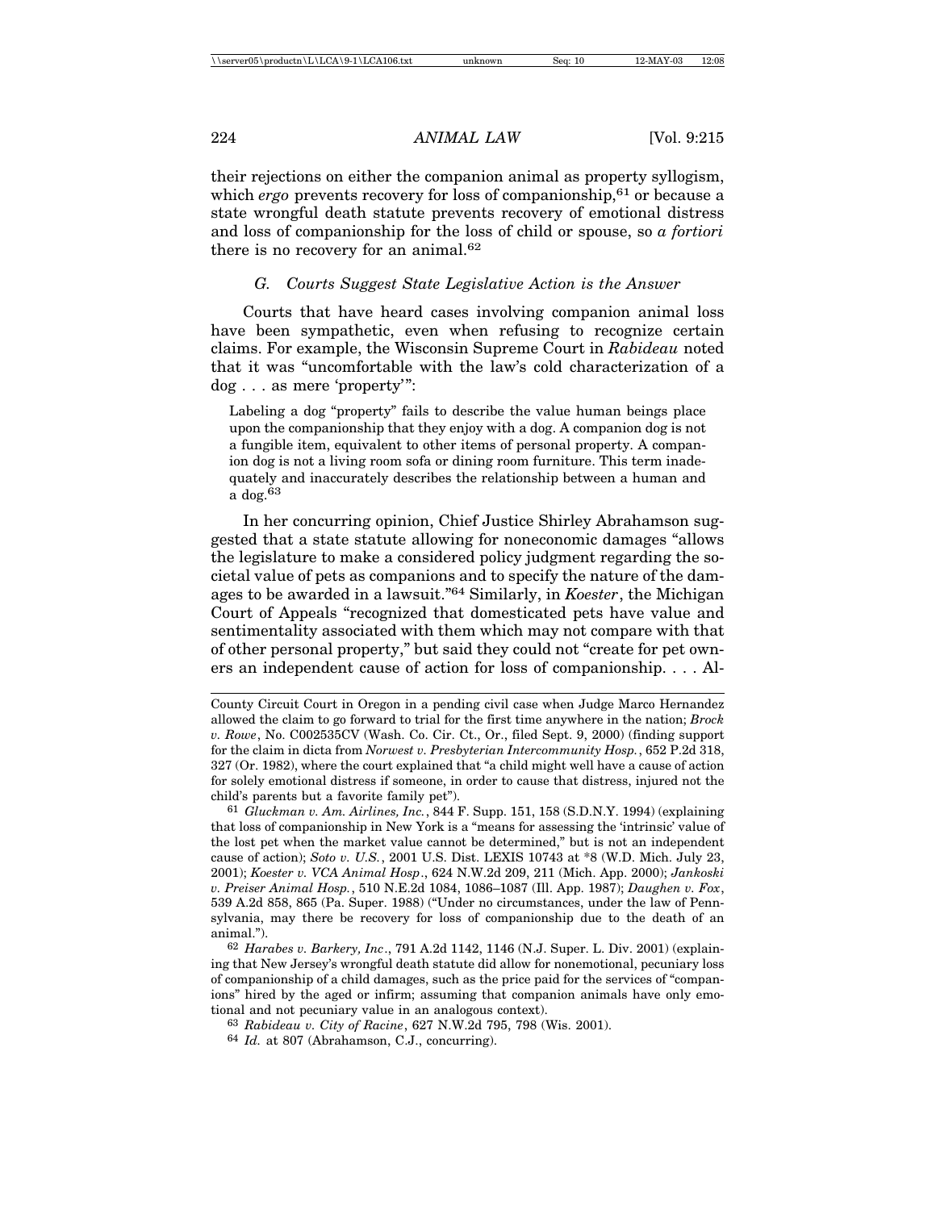their rejections on either the companion animal as property syllogism, which *ergo* prevents recovery for loss of companionship,[61] or because a state wrongful death statute prevents recovery of emotional distress and loss of companionship for the loss of child or spouse, so *a fortiori* there is no recovery for an animal.[62]

### *G. Courts Suggest State Legislative Action is the Answer*

Courts that have heard cases involving companion animal loss have been sympathetic, even when refusing to recognize certain claims. For example, the Wisconsin Supreme Court in *Rabideau* noted that it was "uncomfortable with the law's cold characterization of a dog . . . as mere 'property'":

> Labeling a dog "property" fails to describe the value human beings place upon the companionship that they enjoy with a dog. A companion dog is not a fungible item, equivalent to other items of personal property. A companion dog is not a living room sofa or dining room furniture. This term inadequately and inaccurately describes the relationship between a human and a dog.[63]

In her concurring opinion, Chief Justice Shirley Abrahamson suggested that a state statute allowing for noneconomic damages "allows the legislature to make a considered policy judgment regarding the societal value of pets as companions and to specify the nature of the damages to be awarded in a lawsuit."[64] Similarly, in *Koester*, the Michigan Court of Appeals "recognized that domesticated pets have value and sentimentality associated with them which may not compare with that of other personal property," but said they could not "create for pet owners an independent cause of action for loss of companionship. . . . Al-

---

County Circuit Court in Oregon in a pending civil case when Judge Marco Hernandez allowed the claim to go forward to trial for the first time anywhere in the nation; *Brock v. Rowe*, No. C002535CV (Wash. Co. Cir. Ct., Or., filed Sept. 9, 2000) (finding support for the claim in dicta from *Norwest v. Presbyterian Intercommunity Hosp.*, 652 P.2d 318, 327 (Or. 1982), where the court explained that "a child might well have a cause of action for solely emotional distress if someone, in order to cause that distress, injured not the child's parents but a favorite family pet").

[61] *Gluckman v. Am. Airlines, Inc.*, 844 F. Supp. 151, 158 (S.D.N.Y. 1994) (explaining that loss of companionship in New York is a "means for assessing the 'intrinsic' value of the lost pet when the market value cannot be determined," but is not an independent cause of action); *Soto v. U.S.*, 2001 U.S. Dist. LEXIS 10743 at *8 (W.D. Mich. July 23, 2001); *Koester v. VCA Animal Hosp*., 624 N.W.2d 209, 211 (Mich. App. 2000); *Jankoski v. Preiser Animal Hosp.*, 510 N.E.2d 1084, 1086–1087 (Ill. App. 1987); *Daughen v. Fox*, 539 A.2d 858, 865 (Pa. Super. 1988) ("Under no circumstances, under the law of Pennsylvania, may there be recovery for loss of companionship due to the death of an animal.").

[62] *Harabes v. Barkery, Inc*., 791 A.2d 1142, 1146 (N.J. Super. L. Div. 2001) (explaining that New Jersey's wrongful death statute did allow for nonemotional, pecuniary loss of companionship of a child damages, such as the price paid for the services of "companions" hired by the aged or infirm; assuming that companion animals have only emotional and not pecuniary value in an analogous context).

[63] *Rabideau v. City of Racine*, 627 N.W.2d 795, 798 (Wis. 2001).

[64] *Id.* at 807 (Abrahamson, C.J., concurring).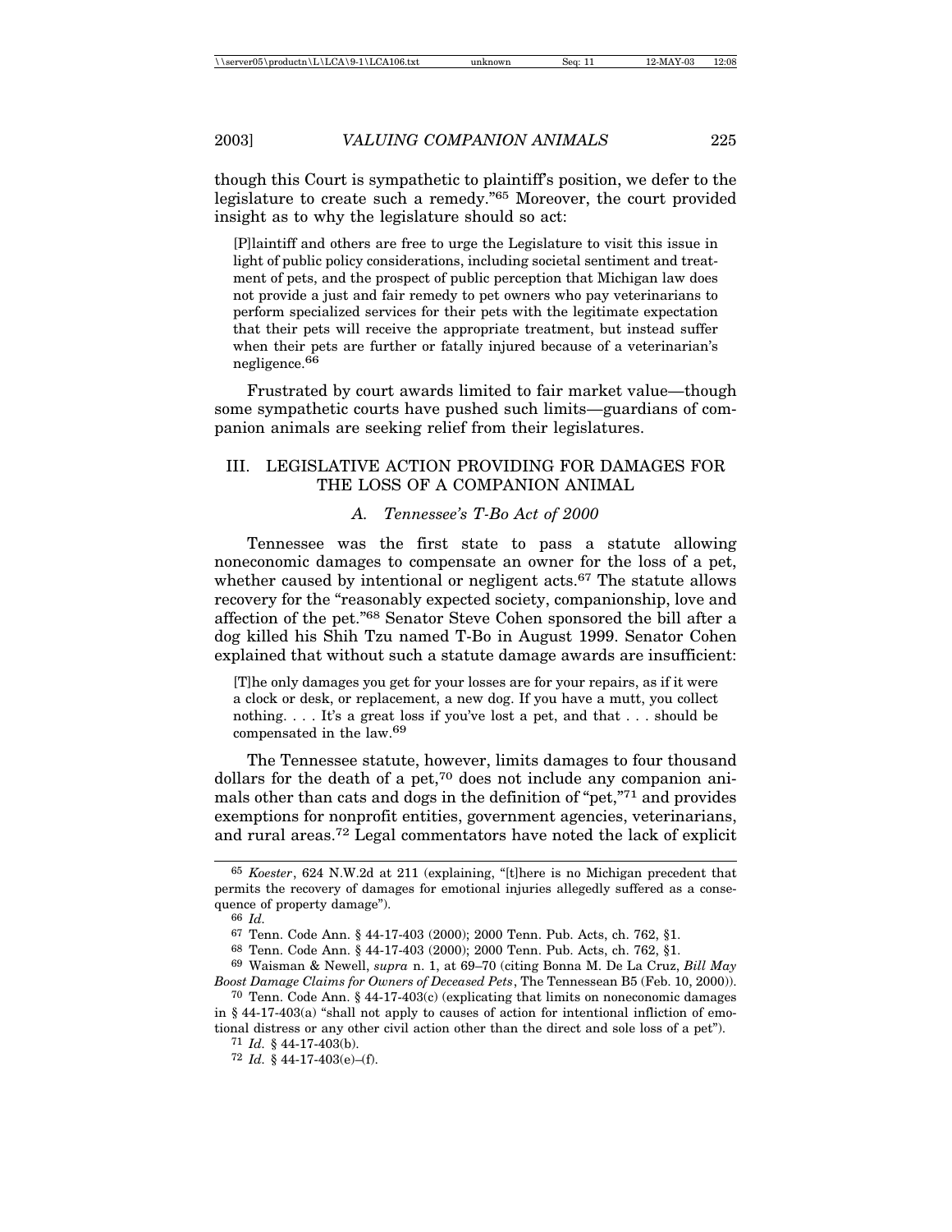though this Court is sympathetic to plaintiff's position, we defer to the legislature to create such a remedy."[65] Moreover, the court provided insight as to why the legislature should so act:

> [P]laintiff and others are free to urge the Legislature to visit this issue in light of public policy considerations, including societal sentiment and treatment of pets, and the prospect of public perception that Michigan law does not provide a just and fair remedy to pet owners who pay veterinarians to perform specialized services for their pets with the legitimate expectation that their pets will receive the appropriate treatment, but instead suffer when their pets are further or fatally injured because of a veterinarian's negligence.[66]

Frustrated by court awards limited to fair market value—though some sympathetic courts have pushed such limits—guardians of companion animals are seeking relief from their legislatures.

## III. LEGISLATIVE ACTION PROVIDING FOR DAMAGES FOR THE LOSS OF A COMPANION ANIMAL

### A. *Tennessee's T-Bo Act of 2000*

Tennessee was the first state to pass a statute allowing noneconomic damages to compensate an owner for the loss of a pet, whether caused by intentional or negligent acts.[67] The statute allows recovery for the "reasonably expected society, companionship, love and affection of the pet."[68] Senator Steve Cohen sponsored the bill after a dog killed his Shih Tzu named T-Bo in August 1999. Senator Cohen explained that without such a statute damage awards are insufficient:

> [T]he only damages you get for your losses are for your repairs, as if it were a clock or desk, or replacement, a new dog. If you have a mutt, you collect nothing. . . . It's a great loss if you've lost a pet, and that . . . should be compensated in the law.[69]

The Tennessee statute, however, limits damages to four thousand dollars for the death of a pet,[70] does not include any companion animals other than cats and dogs in the definition of "pet,"[71] and provides exemptions for nonprofit entities, government agencies, veterinarians, and rural areas.[72] Legal commentators have noted the lack of explicit

---

[65] *Koester*, 624 N.W.2d at 211 (explaining, "[t]here is no Michigan precedent that permits the recovery of damages for emotional injuries allegedly suffered as a consequence of property damage").

[66] *Id.*

[67] Tenn. Code Ann. § 44-17-403 (2000); 2000 Tenn. Pub. Acts, ch. 762, §1.

[68] Tenn. Code Ann. § 44-17-403 (2000); 2000 Tenn. Pub. Acts, ch. 762, §1.

[69] Waisman & Newell, *supra* n. 1, at 69–70 (citing Bonna M. De La Cruz, *Bill May Boost Damage Claims for Owners of Deceased Pets*, The Tennessean B5 (Feb. 10, 2000)).

[70] Tenn. Code Ann. § 44-17-403(c) (explicating that limits on noneconomic damages in § 44-17-403(a) "shall not apply to causes of action for intentional infliction of emotional distress or any other civil action other than the direct and sole loss of a pet").

[71] *Id.* § 44-17-403(b).

[72] *Id.* § 44-17-403(e)–(f).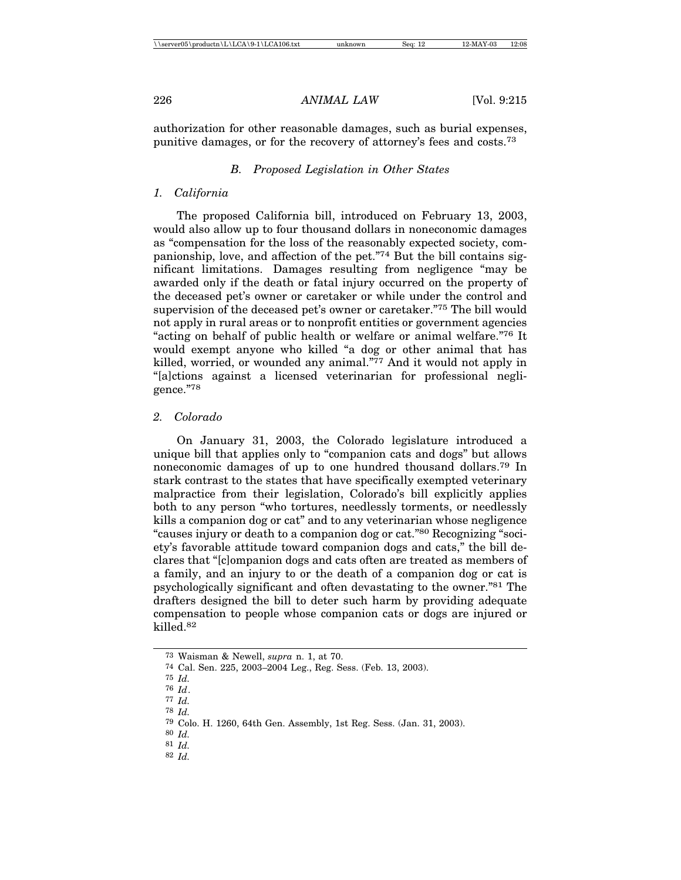authorization for other reasonable damages, such as burial expenses, punitive damages, or for the recovery of attorney's fees and costs.[73]

### B. *Proposed Legislation in Other States*

#### 1. *California*

The proposed California bill, introduced on February 13, 2003, would also allow up to four thousand dollars in noneconomic damages as "compensation for the loss of the reasonably expected society, companionship, love, and affection of the pet."[74] But the bill contains significant limitations. Damages resulting from negligence "may be awarded only if the death or fatal injury occurred on the property of the deceased pet's owner or caretaker or while under the control and supervision of the deceased pet's owner or caretaker."[75] The bill would not apply in rural areas or to nonprofit entities or government agencies "acting on behalf of public health or welfare or animal welfare."[76] It would exempt anyone who killed "a dog or other animal that has killed, worried, or wounded any animal."[77] And it would not apply in "[a]ctions against a licensed veterinarian for professional negligence."[78]

#### 2. *Colorado*

On January 31, 2003, the Colorado legislature introduced a unique bill that applies only to "companion cats and dogs" but allows noneconomic damages of up to one hundred thousand dollars.[79] In stark contrast to the states that have specifically exempted veterinary malpractice from their legislation, Colorado's bill explicitly applies both to any person "who tortures, needlessly torments, or needlessly kills a companion dog or cat" and to any veterinarian whose negligence "causes injury or death to a companion dog or cat."[80] Recognizing "society's favorable attitude toward companion dogs and cats," the bill declares that "[c]ompanion dogs and cats often are treated as members of a family, and an injury to or the death of a companion dog or cat is psychologically significant and often devastating to the owner."[81] The drafters designed the bill to deter such harm by providing adequate compensation to people whose companion cats or dogs are injured or killed.[82]

---

[73] Waisman & Newell, *supra* n. 1, at 70.

[74] Cal. Sen. 225, 2003–2004 Leg., Reg. Sess. (Feb. 13, 2003).

[75] *Id.*

[76] *Id*.

[77] *Id.*

[78] *Id.*

[79] Colo. H. 1260, 64th Gen. Assembly, 1st Reg. Sess. (Jan. 31, 2003).

[80] *Id.*

[81] *Id.*

[82] *Id.*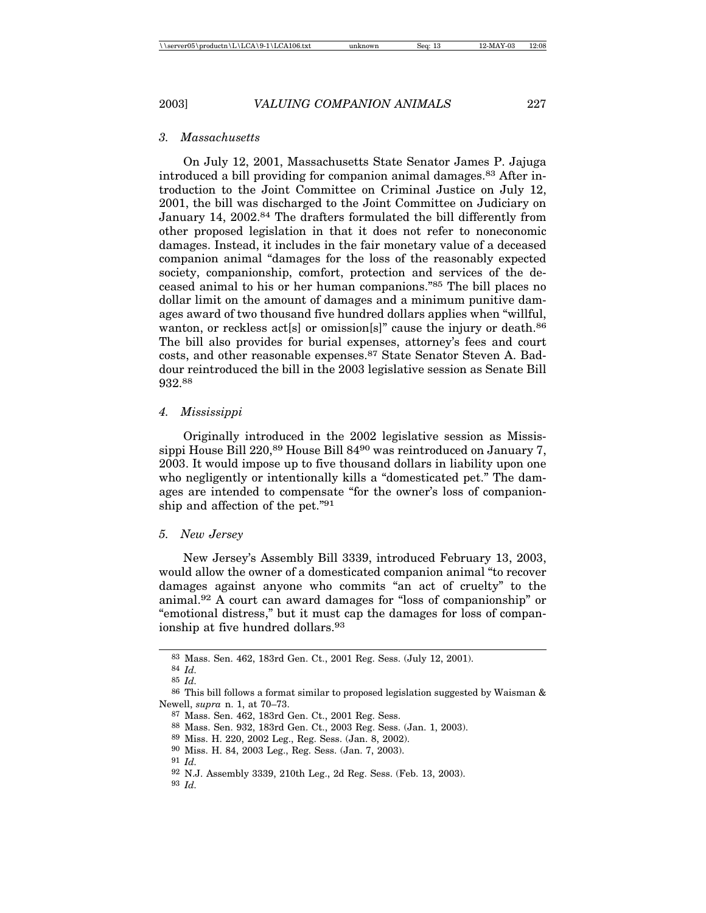### *3. Massachusetts*

On July 12, 2001, Massachusetts State Senator James P. Jajuga introduced a bill providing for companion animal damages.[83] After introduction to the Joint Committee on Criminal Justice on July 12, 2001, the bill was discharged to the Joint Committee on Judiciary on January 14, 2002.[84] The drafters formulated the bill differently from other proposed legislation in that it does not refer to noneconomic damages. Instead, it includes in the fair monetary value of a deceased companion animal "damages for the loss of the reasonably expected society, companionship, comfort, protection and services of the deceased animal to his or her human companions."[85] The bill places no dollar limit on the amount of damages and a minimum punitive damages award of two thousand five hundred dollars applies when "willful, wanton, or reckless act[s] or omission[s]" cause the injury or death.[86] The bill also provides for burial expenses, attorney's fees and court costs, and other reasonable expenses.[87] State Senator Steven A. Baddour reintroduced the bill in the 2003 legislative session as Senate Bill 932.[88]

### *4. Mississippi*

Originally introduced in the 2002 legislative session as Mississippi House Bill 220,[89] House Bill 84[90] was reintroduced on January 7, 2003. It would impose up to five thousand dollars in liability upon one who negligently or intentionally kills a "domesticated pet." The damages are intended to compensate "for the owner's loss of companionship and affection of the pet."[91]

### *5. New Jersey*

New Jersey's Assembly Bill 3339, introduced February 13, 2003, would allow the owner of a domesticated companion animal "to recover damages against anyone who commits "an act of cruelty" to the animal.[92] A court can award damages for "loss of companionship" or "emotional distress," but it must cap the damages for loss of companionship at five hundred dollars.[93]

---

[83] Mass. Sen. 462, 183rd Gen. Ct., 2001 Reg. Sess. (July 12, 2001).

[84] *Id.*

[85] *Id.*

[86] This bill follows a format similar to proposed legislation suggested by Waisman & Newell, *supra* n. 1, at 70–73.

[87] Mass. Sen. 462, 183rd Gen. Ct., 2001 Reg. Sess.

[88] Mass. Sen. 932, 183rd Gen. Ct., 2003 Reg. Sess. (Jan. 1, 2003).

[89] Miss. H. 220, 2002 Leg., Reg. Sess. (Jan. 8, 2002).

[90] Miss. H. 84, 2003 Leg., Reg. Sess. (Jan. 7, 2003).

[91] *Id.*

[92] N.J. Assembly 3339, 210th Leg., 2d Reg. Sess. (Feb. 13, 2003).

[93] *Id.*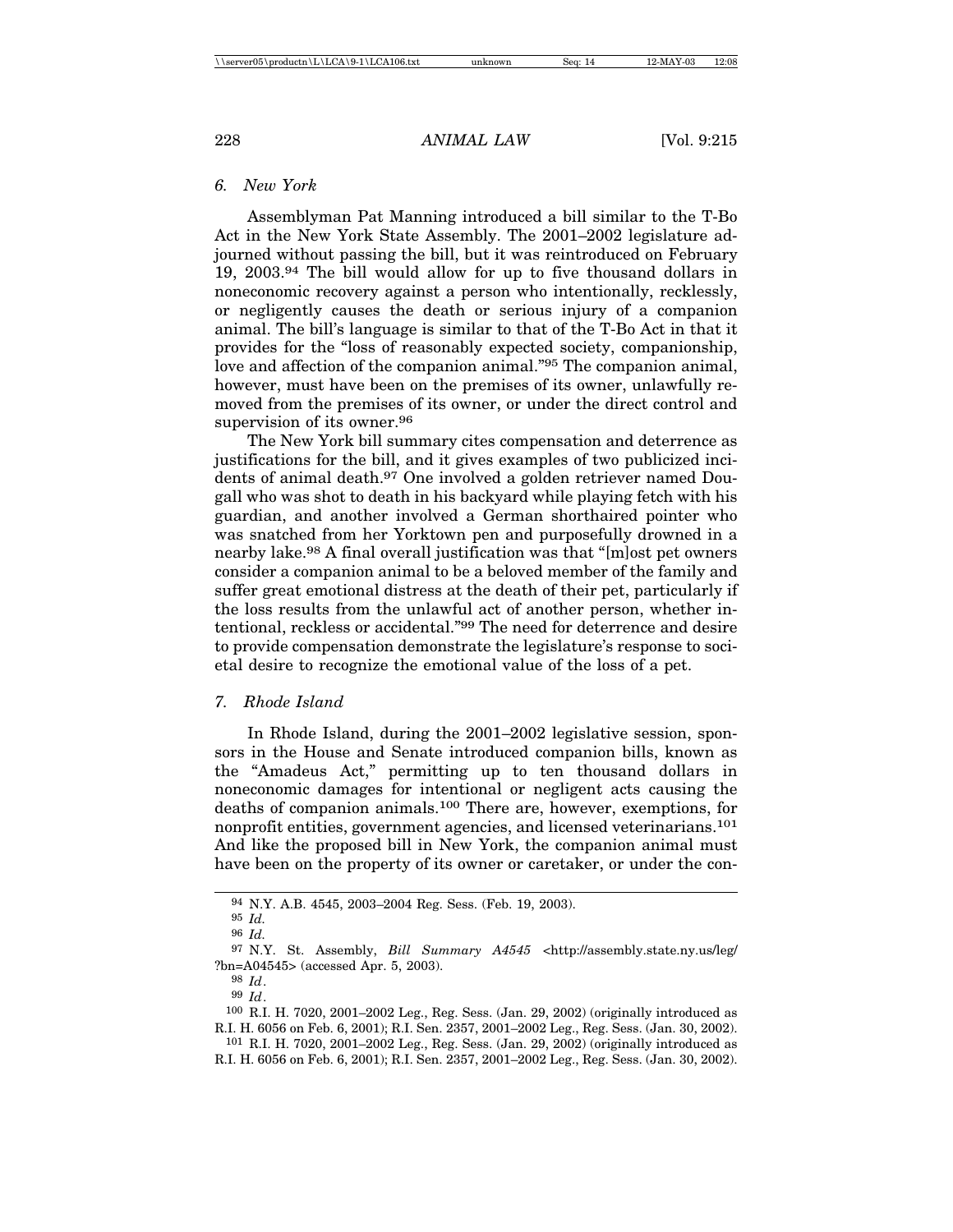### 6. *New York*

Assemblyman Pat Manning introduced a bill similar to the T-Bo Act in the New York State Assembly. The 2001–2002 legislature adjourned without passing the bill, but it was reintroduced on February 19, 2003.[94] The bill would allow for up to five thousand dollars in noneconomic recovery against a person who intentionally, recklessly, or negligently causes the death or serious injury of a companion animal. The bill's language is similar to that of the T-Bo Act in that it provides for the "loss of reasonably expected society, companionship, love and affection of the companion animal."[95] The companion animal, however, must have been on the premises of its owner, unlawfully removed from the premises of its owner, or under the direct control and supervision of its owner.[96]

The New York bill summary cites compensation and deterrence as justifications for the bill, and it gives examples of two publicized incidents of animal death.[97] One involved a golden retriever named Dougall who was shot to death in his backyard while playing fetch with his guardian, and another involved a German shorthaired pointer who was snatched from her Yorktown pen and purposefully drowned in a nearby lake.[98] A final overall justification was that "[m]ost pet owners consider a companion animal to be a beloved member of the family and suffer great emotional distress at the death of their pet, particularly if the loss results from the unlawful act of another person, whether intentional, reckless or accidental."[99] The need for deterrence and desire to provide compensation demonstrate the legislature's response to societal desire to recognize the emotional value of the loss of a pet.

### 7. *Rhode Island*

In Rhode Island, during the 2001–2002 legislative session, sponsors in the House and Senate introduced companion bills, known as the "Amadeus Act," permitting up to ten thousand dollars in noneconomic damages for intentional or negligent acts causing the deaths of companion animals.[100] There are, however, exemptions, for nonprofit entities, government agencies, and licensed veterinarians.[101] And like the proposed bill in New York, the companion animal must have been on the property of its owner or caretaker, or under the con-

---

[94] N.Y. A.B. 4545, 2003–2004 Reg. Sess. (Feb. 19, 2003).

[95] *Id.*

[96] *Id.*

[97] N.Y. St. Assembly, *Bill Summary A4545* <http://assembly.state.ny.us/leg/?bn=A04545> (accessed Apr. 5, 2003).

[98] *Id*.

[99] *Id*.

[100] R.I. H. 7020, 2001–2002 Leg., Reg. Sess. (Jan. 29, 2002) (originally introduced as R.I. H. 6056 on Feb. 6, 2001); R.I. Sen. 2357, 2001–2002 Leg., Reg. Sess. (Jan. 30, 2002).

[101] R.I. H. 7020, 2001–2002 Leg., Reg. Sess. (Jan. 29, 2002) (originally introduced as R.I. H. 6056 on Feb. 6, 2001); R.I. Sen. 2357, 2001–2002 Leg., Reg. Sess. (Jan. 30, 2002).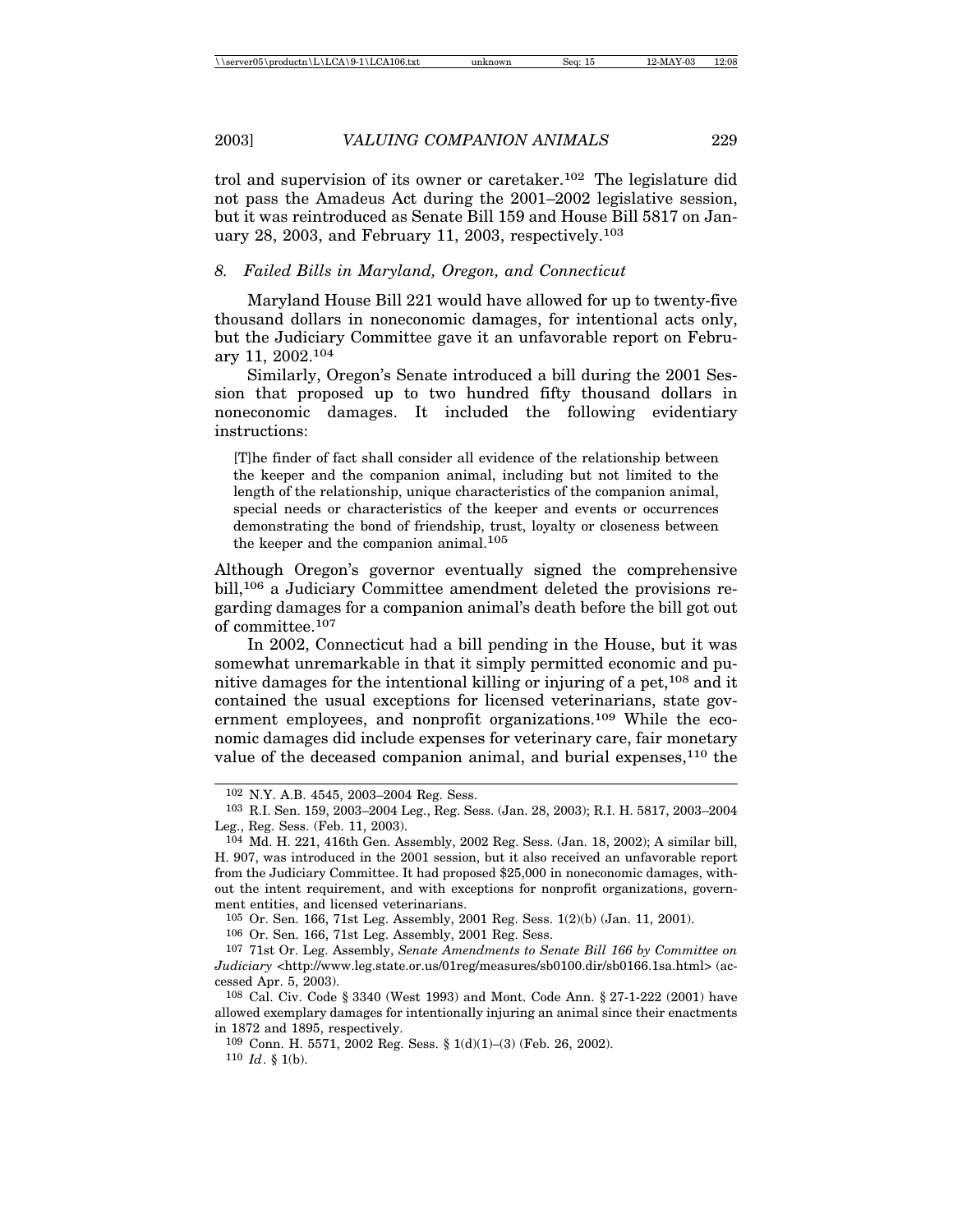trol and supervision of its owner or caretaker.[102] The legislature did not pass the Amadeus Act during the 2001–2002 legislative session, but it was reintroduced as Senate Bill 159 and House Bill 5817 on January 28, 2003, and February 11, 2003, respectively.[103]

### *8. Failed Bills in Maryland, Oregon, and Connecticut*

Maryland House Bill 221 would have allowed for up to twenty-five thousand dollars in noneconomic damages, for intentional acts only, but the Judiciary Committee gave it an unfavorable report on February 11, 2002.[104]

Similarly, Oregon's Senate introduced a bill during the 2001 Session that proposed up to two hundred fifty thousand dollars in noneconomic damages. It included the following evidentiary instructions:

> [T]he finder of fact shall consider all evidence of the relationship between the keeper and the companion animal, including but not limited to the length of the relationship, unique characteristics of the companion animal, special needs or characteristics of the keeper and events or occurrences demonstrating the bond of friendship, trust, loyalty or closeness between the keeper and the companion animal.[105]

Although Oregon's governor eventually signed the comprehensive bill,[106] a Judiciary Committee amendment deleted the provisions regarding damages for a companion animal's death before the bill got out of committee.[107]

In 2002, Connecticut had a bill pending in the House, but it was somewhat unremarkable in that it simply permitted economic and punitive damages for the intentional killing or injuring of a pet,[108] and it contained the usual exceptions for licensed veterinarians, state government employees, and nonprofit organizations.[109] While the economic damages did include expenses for veterinary care, fair monetary value of the deceased companion animal, and burial expenses,[110] the

---

[102] N.Y. A.B. 4545, 2003–2004 Reg. Sess.

[103] R.I. Sen. 159, 2003–2004 Leg., Reg. Sess. (Jan. 28, 2003); R.I. H. 5817, 2003–2004 Leg., Reg. Sess. (Feb. 11, 2003).

[104] Md. H. 221, 416th Gen. Assembly, 2002 Reg. Sess. (Jan. 18, 2002); A similar bill, H. 907, was introduced in the 2001 session, but it also received an unfavorable report from the Judiciary Committee. It had proposed $25,000 in noneconomic damages, without the intent requirement, and with exceptions for nonprofit organizations, government entities, and licensed veterinarians.

[105] Or. Sen. 166, 71st Leg. Assembly, 2001 Reg. Sess. 1(2)(b) (Jan. 11, 2001).

[106] Or. Sen. 166, 71st Leg. Assembly, 2001 Reg. Sess.

[107] 71st Or. Leg. Assembly, *Senate Amendments to Senate Bill 166 by Committee on Judiciary* <http://www.leg.state.or.us/01reg/measures/sb0100.dir/sb0166.1sa.html> (accessed Apr. 5, 2003).

[108] Cal. Civ. Code § 3340 (West 1993) and Mont. Code Ann. § 27-1-222 (2001) have allowed exemplary damages for intentionally injuring an animal since their enactments in 1872 and 1895, respectively.

[109] Conn. H. 5571, 2002 Reg. Sess. § 1(d)(1)–(3) (Feb. 26, 2002).

[110] *Id*. § 1(b).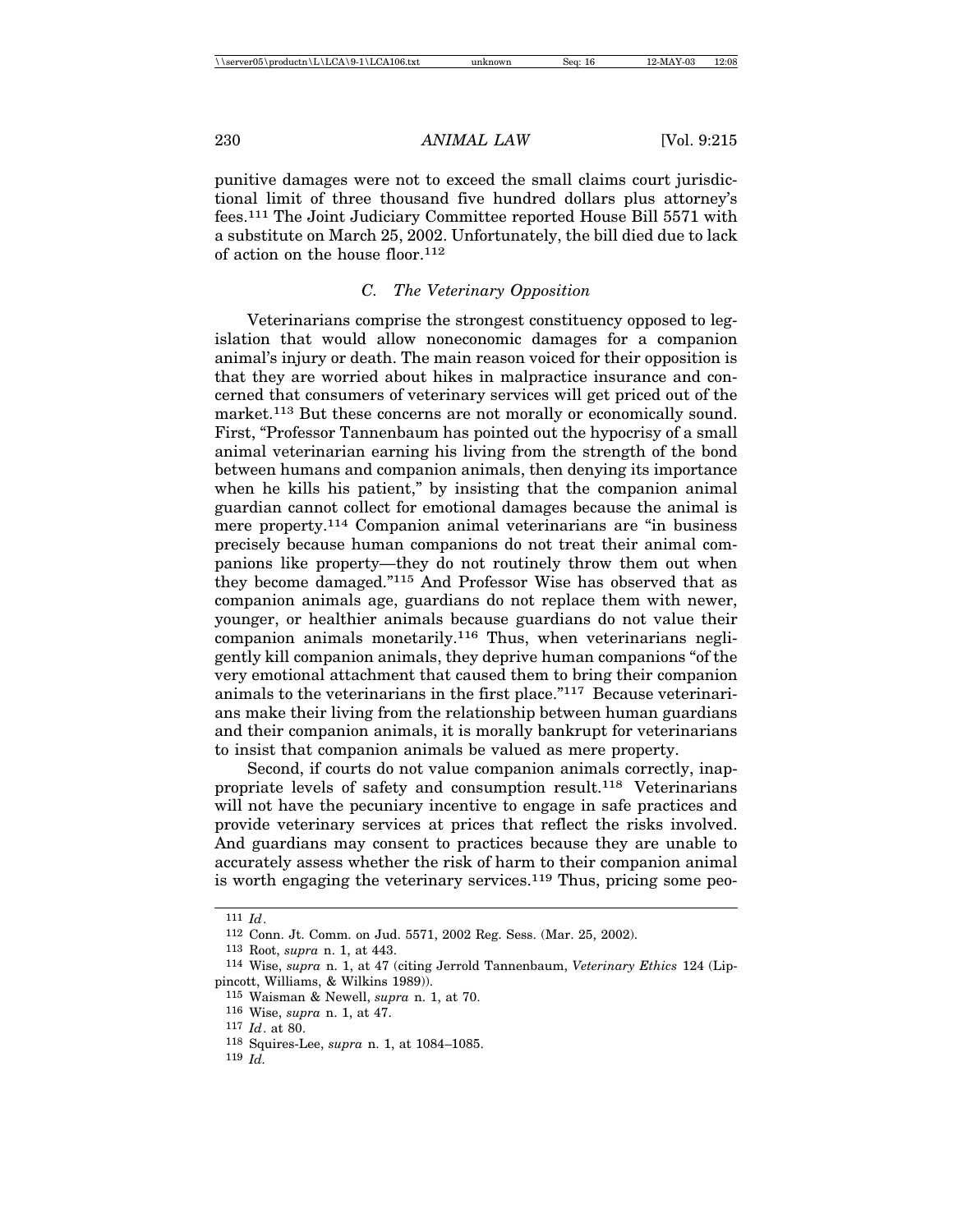punitive damages were not to exceed the small claims court jurisdictional limit of three thousand five hundred dollars plus attorney's fees.[111] The Joint Judiciary Committee reported House Bill 5571 with a substitute on March 25, 2002. Unfortunately, the bill died due to lack of action on the house floor.[112]

### *C. The Veterinary Opposition*

Veterinarians comprise the strongest constituency opposed to legislation that would allow noneconomic damages for a companion animal's injury or death. The main reason voiced for their opposition is that they are worried about hikes in malpractice insurance and concerned that consumers of veterinary services will get priced out of the market.[113] But these concerns are not morally or economically sound. First, "Professor Tannenbaum has pointed out the hypocrisy of a small animal veterinarian earning his living from the strength of the bond between humans and companion animals, then denying its importance when he kills his patient," by insisting that the companion animal guardian cannot collect for emotional damages because the animal is mere property.[114] Companion animal veterinarians are "in business precisely because human companions do not treat their animal companions like property—they do not routinely throw them out when they become damaged."[115] And Professor Wise has observed that as companion animals age, guardians do not replace them with newer, younger, or healthier animals because guardians do not value their companion animals monetarily.[116] Thus, when veterinarians negligently kill companion animals, they deprive human companions "of the very emotional attachment that caused them to bring their companion animals to the veterinarians in the first place."[117] Because veterinarians make their living from the relationship between human guardians and their companion animals, it is morally bankrupt for veterinarians to insist that companion animals be valued as mere property.

Second, if courts do not value companion animals correctly, inappropriate levels of safety and consumption result.[118] Veterinarians will not have the pecuniary incentive to engage in safe practices and provide veterinary services at prices that reflect the risks involved. And guardians may consent to practices because they are unable to accurately assess whether the risk of harm to their companion animal is worth engaging the veterinary services.[119] Thus, pricing some peo-

---

111 *Id*.

112 Conn. Jt. Comm. on Jud. 5571, 2002 Reg. Sess. (Mar. 25, 2002).

113 Root, *supra* n. 1, at 443.

114 Wise, *supra* n. 1, at 47 (citing Jerrold Tannenbaum, *Veterinary Ethics* 124 (Lippincott, Williams, & Wilkins 1989)).

115 Waisman & Newell, *supra* n. 1, at 70.

116 Wise, *supra* n. 1, at 47.

117 *Id*. at 80.

118 Squires-Lee, *supra* n. 1, at 1084–1085.

119 *Id.*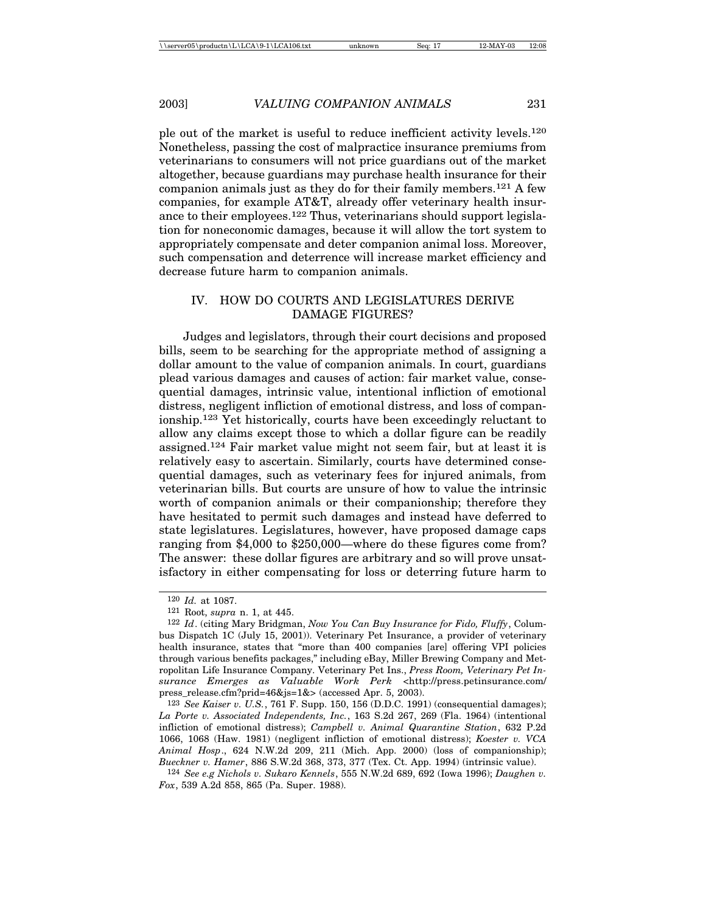ple out of the market is useful to reduce inefficient activity levels.[120] Nonetheless, passing the cost of malpractice insurance premiums from veterinarians to consumers will not price guardians out of the market altogether, because guardians may purchase health insurance for their companion animals just as they do for their family members.[121] A few companies, for example AT&T, already offer veterinary health insurance to their employees.[122] Thus, veterinarians should support legislation for noneconomic damages, because it will allow the tort system to appropriately compensate and deter companion animal loss. Moreover, such compensation and deterrence will increase market efficiency and decrease future harm to companion animals.

## IV. HOW DO COURTS AND LEGISLATURES DERIVE DAMAGE FIGURES?

Judges and legislators, through their court decisions and proposed bills, seem to be searching for the appropriate method of assigning a dollar amount to the value of companion animals. In court, guardians plead various damages and causes of action: fair market value, consequential damages, intrinsic value, intentional infliction of emotional distress, negligent infliction of emotional distress, and loss of companionship.[123] Yet historically, courts have been exceedingly reluctant to allow any claims except those to which a dollar figure can be readily assigned.[124] Fair market value might not seem fair, but at least it is relatively easy to ascertain. Similarly, courts have determined consequential damages, such as veterinary fees for injured animals, from veterinarian bills. But courts are unsure of how to value the intrinsic worth of companion animals or their companionship; therefore they have hesitated to permit such damages and instead have deferred to state legislatures. Legislatures, however, have proposed damage caps ranging from $4,000 to $250,000—where do these figures come from? The answer: these dollar figures are arbitrary and so will prove unsatisfactory in either compensating for loss or deterring future harm to

---

[120] *Id.* at 1087.

[121] Root, *supra* n. 1, at 445.

[122] *Id*. (citing Mary Bridgman, *Now You Can Buy Insurance for Fido, Fluffy*, Columbus Dispatch 1C (July 15, 2001)). Veterinary Pet Insurance, a provider of veterinary health insurance, states that "more than 400 companies [are] offering VPI policies through various benefits packages," including eBay, Miller Brewing Company and Metropolitan Life Insurance Company. Veterinary Pet Ins., *Press Room, Veterinary Pet Insurance Emerges as Valuable Work Perk* <http://press.petinsurance.com/press_release.cfm?prid=46&js=1&> (accessed Apr. 5, 2003).

[123] *See Kaiser v. U.S.*, 761 F. Supp. 150, 156 (D.D.C. 1991) (consequential damages); *La Porte v. Associated Independents, Inc.*, 163 S.2d 267, 269 (Fla. 1964) (intentional infliction of emotional distress); *Campbell v. Animal Quarantine Station*, 632 P.2d 1066, 1068 (Haw. 1981) (negligent infliction of emotional distress); *Koester v. VCA Animal Hosp*., 624 N.W.2d 209, 211 (Mich. App. 2000) (loss of companionship); *Bueckner v. Hamer*, 886 S.W.2d 368, 373, 377 (Tex. Ct. App. 1994) (intrinsic value).

[124] *See e.g Nichols v. Sukaro Kennels*, 555 N.W.2d 689, 692 (Iowa 1996); *Daughen v. Fox*, 539 A.2d 858, 865 (Pa. Super. 1988).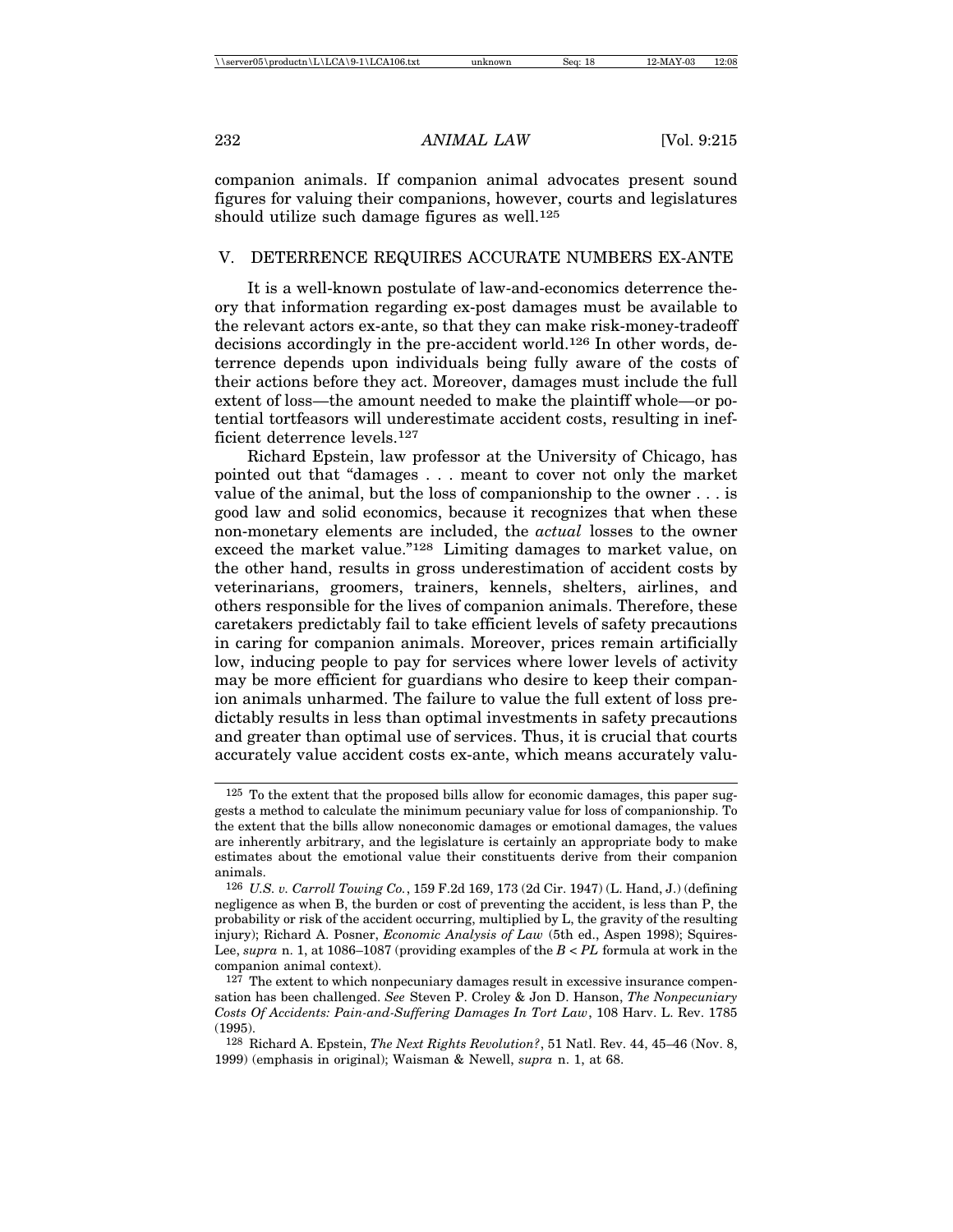companion animals. If companion animal advocates present sound figures for valuing their companions, however, courts and legislatures should utilize such damage figures as well.[125]

## V. DETERRENCE REQUIRES ACCURATE NUMBERS EX-ANTE

It is a well-known postulate of law-and-economics deterrence theory that information regarding ex-post damages must be available to the relevant actors ex-ante, so that they can make risk-money-tradeoff decisions accordingly in the pre-accident world.[126] In other words, deterrence depends upon individuals being fully aware of the costs of their actions before they act. Moreover, damages must include the full extent of loss—the amount needed to make the plaintiff whole—or potential tortfeasors will underestimate accident costs, resulting in inefficient deterrence levels.[127]

Richard Epstein, law professor at the University of Chicago, has pointed out that "damages . . . meant to cover not only the market value of the animal, but the loss of companionship to the owner . . . is good law and solid economics, because it recognizes that when these non-monetary elements are included, the *actual* losses to the owner exceed the market value."[128] Limiting damages to market value, on the other hand, results in gross underestimation of accident costs by veterinarians, groomers, trainers, kennels, shelters, airlines, and others responsible for the lives of companion animals. Therefore, these caretakers predictably fail to take efficient levels of safety precautions in caring for companion animals. Moreover, prices remain artificially low, inducing people to pay for services where lower levels of activity may be more efficient for guardians who desire to keep their companion animals unharmed. The failure to value the full extent of loss predictably results in less than optimal investments in safety precautions and greater than optimal use of services. Thus, it is crucial that courts accurately value accident costs ex-ante, which means accurately valu-

---

[125] To the extent that the proposed bills allow for economic damages, this paper suggests a method to calculate the minimum pecuniary value for loss of companionship. To the extent that the bills allow noneconomic damages or emotional damages, the values are inherently arbitrary, and the legislature is certainly an appropriate body to make estimates about the emotional value their constituents derive from their companion animals.

[126] *U.S. v. Carroll Towing Co.*, 159 F.2d 169, 173 (2d Cir. 1947) (L. Hand, J.) (defining negligence as when B, the burden or cost of preventing the accident, is less than P, the probability or risk of the accident occurring, multiplied by L, the gravity of the resulting injury); Richard A. Posner, *Economic Analysis of Law* (5th ed., Aspen 1998); Squires-Lee, *supra* n. 1, at 1086–1087 (providing examples of the $B < PL$ formula at work in the companion animal context).

[127] The extent to which nonpecuniary damages result in excessive insurance compensation has been challenged. *See* Steven P. Croley & Jon D. Hanson, *The Nonpecuniary Costs Of Accidents: Pain-and-Suffering Damages In Tort Law*, 108 Harv. L. Rev. 1785 (1995).

[128] Richard A. Epstein, *The Next Rights Revolution?*, 51 Natl. Rev. 44, 45–46 (Nov. 8, 1999) (emphasis in original); Waisman & Newell, *supra* n. 1, at 68.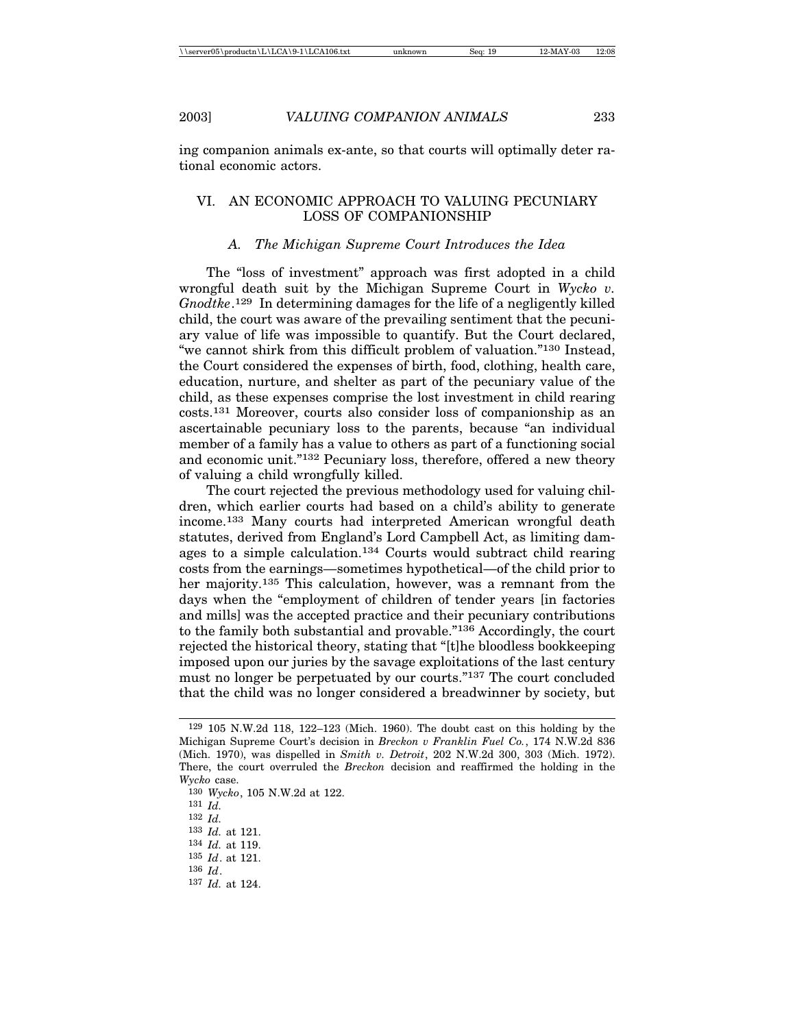ing companion animals ex-ante, so that courts will optimally deter rational economic actors.

## VI. AN ECONOMIC APPROACH TO VALUING PECUNIARY LOSS OF COMPANIONSHIP

### *A. The Michigan Supreme Court Introduces the Idea*

The "loss of investment" approach was first adopted in a child wrongful death suit by the Michigan Supreme Court in *Wycko v. Gnodtke*.[129] In determining damages for the life of a negligently killed child, the court was aware of the prevailing sentiment that the pecuniary value of life was impossible to quantify. But the Court declared, "we cannot shirk from this difficult problem of valuation."[130] Instead, the Court considered the expenses of birth, food, clothing, health care, education, nurture, and shelter as part of the pecuniary value of the child, as these expenses comprise the lost investment in child rearing costs.[131] Moreover, courts also consider loss of companionship as an ascertainable pecuniary loss to the parents, because "an individual member of a family has a value to others as part of a functioning social and economic unit."[132] Pecuniary loss, therefore, offered a new theory of valuing a child wrongfully killed.

The court rejected the previous methodology used for valuing children, which earlier courts had based on a child's ability to generate income.[133] Many courts had interpreted American wrongful death statutes, derived from England's Lord Campbell Act, as limiting damages to a simple calculation.[134] Courts would subtract child rearing costs from the earnings—sometimes hypothetical—of the child prior to her majority.[135] This calculation, however, was a remnant from the days when the "employment of children of tender years [in factories and mills] was the accepted practice and their pecuniary contributions to the family both substantial and provable."[136] Accordingly, the court rejected the historical theory, stating that "[t]he bloodless bookkeeping imposed upon our juries by the savage exploitations of the last century must no longer be perpetuated by our courts."[137] The court concluded that the child was no longer considered a breadwinner by society, but

---

[129] 105 N.W.2d 118, 122–123 (Mich. 1960). The doubt cast on this holding by the Michigan Supreme Court's decision in *Breckon v Franklin Fuel Co.*, 174 N.W.2d 836 (Mich. 1970), was dispelled in *Smith v. Detroit*, 202 N.W.2d 300, 303 (Mich. 1972). There, the court overruled the *Breckon* decision and reaffirmed the holding in the *Wycko* case.

[130] *Wycko*, 105 N.W.2d at 122.

[131] *Id.*

[132] *Id.*

[133] *Id.* at 121.

[134] *Id.* at 119.

[135] *Id*. at 121.

[136] *Id*.

[137] *Id.* at 124.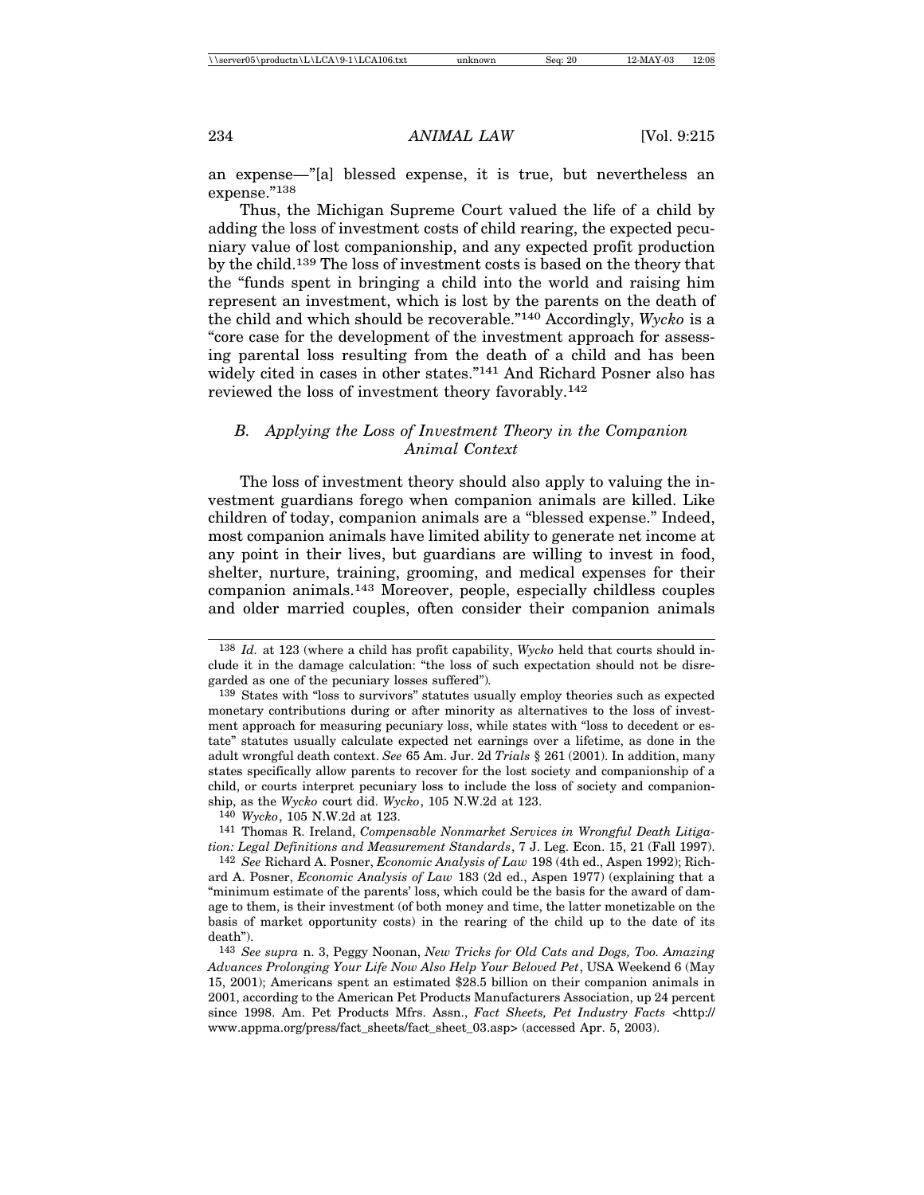an expense—"[a] blessed expense, it is true, but nevertheless an expense."[138]

Thus, the Michigan Supreme Court valued the life of a child by adding the loss of investment costs of child rearing, the expected pecuniary value of lost companionship, and any expected profit production by the child.[139] The loss of investment costs is based on the theory that the "funds spent in bringing a child into the world and raising him represent an investment, which is lost by the parents on the death of the child and which should be recoverable."[140] Accordingly, *Wycko* is a "core case for the development of the investment approach for assessing parental loss resulting from the death of a child and has been widely cited in cases in other states."[141] And Richard Posner also has reviewed the loss of investment theory favorably.[142]

### B. *Applying the Loss of Investment Theory in the Companion Animal Context*

The loss of investment theory should also apply to valuing the investment guardians forego when companion animals are killed. Like children of today, companion animals are a "blessed expense." Indeed, most companion animals have limited ability to generate net income at any point in their lives, but guardians are willing to invest in food, shelter, nurture, training, grooming, and medical expenses for their companion animals.[143] Moreover, people, especially childless couples and older married couples, often consider their companion animals

---

[138] *Id.* at 123 (where a child has profit capability, *Wycko* held that courts should include it in the damage calculation: "the loss of such expectation should not be disregarded as one of the pecuniary losses suffered").

[139] States with "loss to survivors" statutes usually employ theories such as expected monetary contributions during or after minority as alternatives to the loss of investment approach for measuring pecuniary loss, while states with "loss to decedent or estate" statutes usually calculate expected net earnings over a lifetime, as done in the adult wrongful death context. *See* 65 Am. Jur. 2d *Trials* § 261 (2001). In addition, many states specifically allow parents to recover for the lost society and companionship of a child, or courts interpret pecuniary loss to include the loss of society and companionship, as the *Wycko* court did. *Wycko*, 105 N.W.2d at 123.

[140] *Wycko*, 105 N.W.2d at 123.

[141] Thomas R. Ireland, *Compensable Nonmarket Services in Wrongful Death Litigation: Legal Definitions and Measurement Standards*, 7 J. Leg. Econ. 15, 21 (Fall 1997).

[142] *See* Richard A. Posner, *Economic Analysis of Law* 198 (4th ed., Aspen 1992); Richard A. Posner, *Economic Analysis of Law* 183 (2d ed., Aspen 1977) (explaining that a "minimum estimate of the parents' loss, which could be the basis for the award of damage to them, is their investment (of both money and time, the latter monetizable on the basis of market opportunity costs) in the rearing of the child up to the date of its death").

[143] *See supra* n. 3, Peggy Noonan, *New Tricks for Old Cats and Dogs, Too. Amazing Advances Prolonging Your Life Now Also Help Your Beloved Pet*, USA Weekend 6 (May 15, 2001); Americans spent an estimated $28.5 billion on their companion animals in 2001, according to the American Pet Products Manufacturers Association, up 24 percent since 1998. Am. Pet Products Mfrs. Assn., *Fact Sheets, Pet Industry Facts* <http://www.appma.org/press/fact_sheets/fact_sheet_03.asp> (accessed Apr. 5, 2003).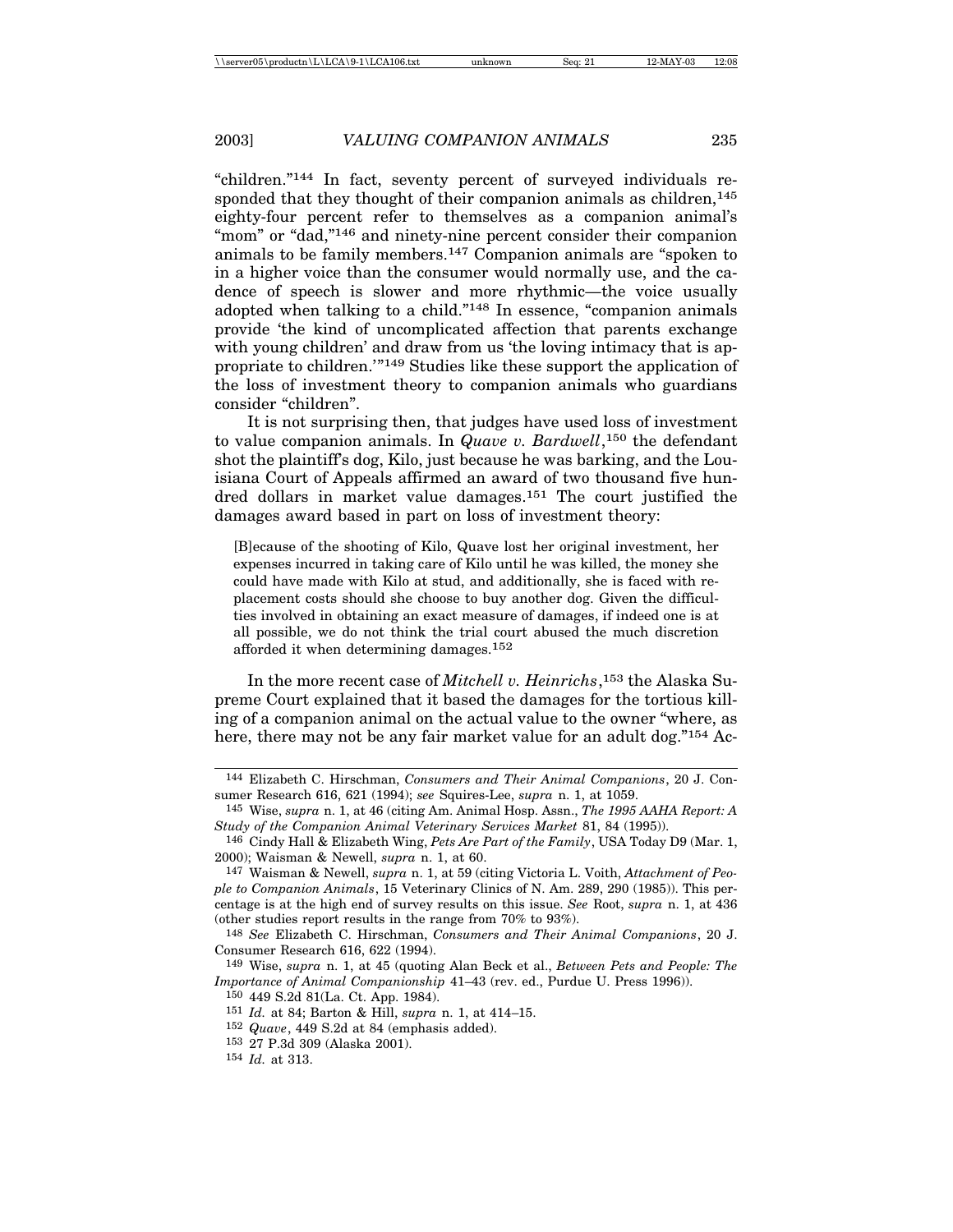"children."[144] In fact, seventy percent of surveyed individuals responded that they thought of their companion animals as children,[145] eighty-four percent refer to themselves as a companion animal's "mom" or "dad,"[146] and ninety-nine percent consider their companion animals to be family members.[147] Companion animals are "spoken to in a higher voice than the consumer would normally use, and the cadence of speech is slower and more rhythmic—the voice usually adopted when talking to a child."[148] In essence, "companion animals provide 'the kind of uncomplicated affection that parents exchange with young children' and draw from us 'the loving intimacy that is appropriate to children.'"[149] Studies like these support the application of the loss of investment theory to companion animals who guardians consider "children".

It is not surprising then, that judges have used loss of investment to value companion animals. In *Quave v. Bardwell*,[150] the defendant shot the plaintiff's dog, Kilo, just because he was barking, and the Louisiana Court of Appeals affirmed an award of two thousand five hundred dollars in market value damages.[151] The court justified the damages award based in part on loss of investment theory:

> [B]ecause of the shooting of Kilo, Quave lost her original investment, her expenses incurred in taking care of Kilo until he was killed, the money she could have made with Kilo at stud, and additionally, she is faced with replacement costs should she choose to buy another dog. Given the difficulties involved in obtaining an exact measure of damages, if indeed one is at all possible, we do not think the trial court abused the much discretion afforded it when determining damages.[152]

In the more recent case of *Mitchell v. Heinrichs*,[153] the Alaska Supreme Court explained that it based the damages for the tortious killing of a companion animal on the actual value to the owner "where, as here, there may not be any fair market value for an adult dog."[154] Ac-

---

144 Elizabeth C. Hirschman, *Consumers and Their Animal Companions*, 20 J. Consumer Research 616, 621 (1994); *see* Squires-Lee, *supra* n. 1, at 1059.

145 Wise, *supra* n. 1, at 46 (citing Am. Animal Hosp. Assn., *The 1995 AAHA Report: A Study of the Companion Animal Veterinary Services Market* 81, 84 (1995)).

146 Cindy Hall & Elizabeth Wing, *Pets Are Part of the Family*, USA Today D9 (Mar. 1, 2000); Waisman & Newell, *supra* n. 1, at 60.

147 Waisman & Newell, *supra* n. 1, at 59 (citing Victoria L. Voith, *Attachment of People to Companion Animals*, 15 Veterinary Clinics of N. Am. 289, 290 (1985)). This percentage is at the high end of survey results on this issue. *See* Root, *supra* n. 1, at 436 (other studies report results in the range from 70% to 93%).

148 *See* Elizabeth C. Hirschman, *Consumers and Their Animal Companions*, 20 J. Consumer Research 616, 622 (1994).

149 Wise, *supra* n. 1, at 45 (quoting Alan Beck et al., *Between Pets and People: The Importance of Animal Companionship* 41–43 (rev. ed., Purdue U. Press 1996)).

150 449 S.2d 81(La. Ct. App. 1984).

151 *Id.* at 84; Barton & Hill, *supra* n. 1, at 414–15.

152 *Quave*, 449 S.2d at 84 (emphasis added).

153 27 P.3d 309 (Alaska 2001).

154 *Id.* at 313.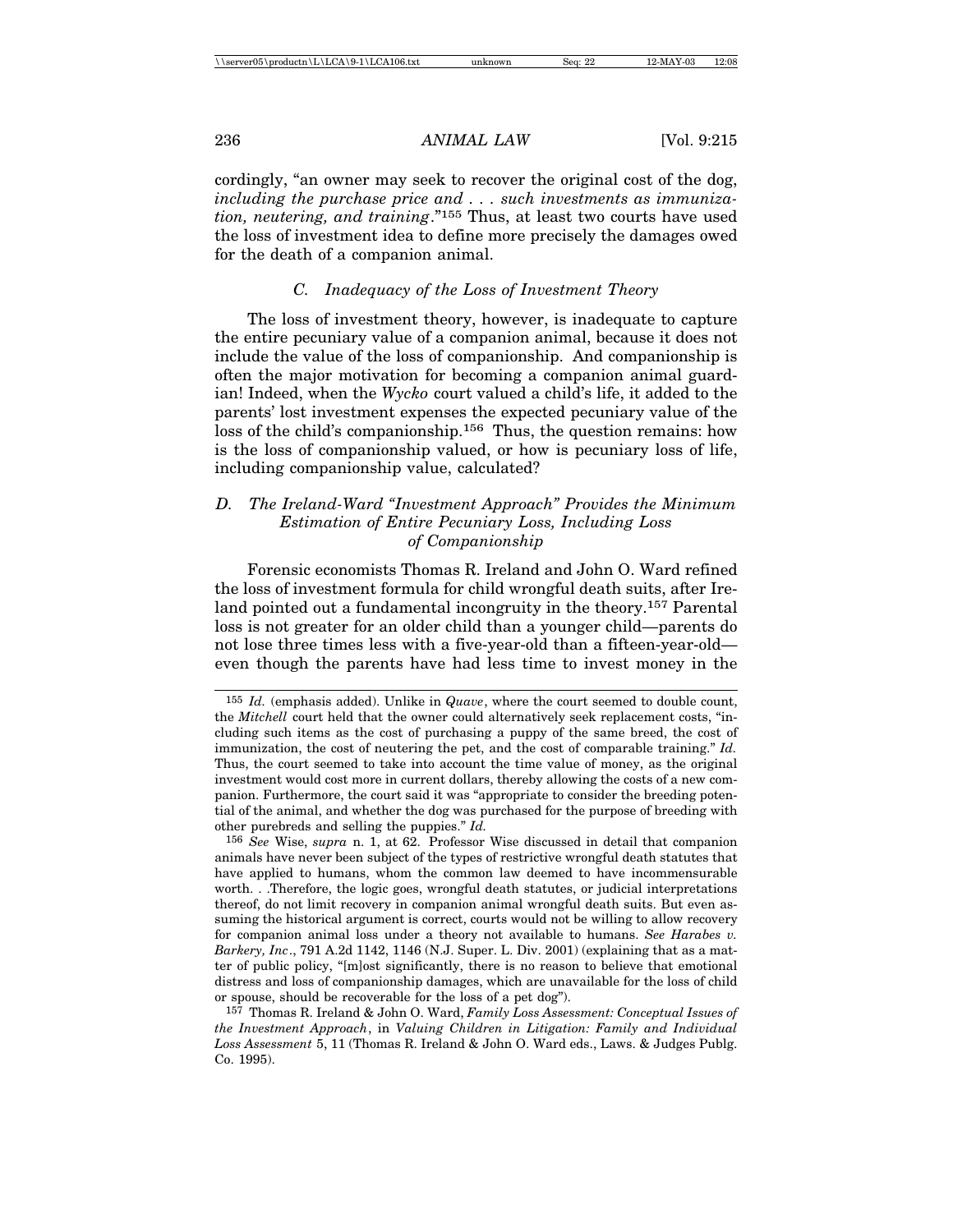cordingly, "an owner may seek to recover the original cost of the dog, *including the purchase price and . . . such investments as immunization, neutering, and training*."[155] Thus, at least two courts have used the loss of investment idea to define more precisely the damages owed for the death of a companion animal.

### *C. Inadequacy of the Loss of Investment Theory*

The loss of investment theory, however, is inadequate to capture the entire pecuniary value of a companion animal, because it does not include the value of the loss of companionship. And companionship is often the major motivation for becoming a companion animal guardian! Indeed, when the *Wycko* court valued a child's life, it added to the parents' lost investment expenses the expected pecuniary value of the loss of the child's companionship.[156] Thus, the question remains: how is the loss of companionship valued, or how is pecuniary loss of life, including companionship value, calculated?

### *D. The Ireland-Ward "Investment Approach" Provides the Minimum Estimation of Entire Pecuniary Loss, Including Loss of Companionship*

Forensic economists Thomas R. Ireland and John O. Ward refined the loss of investment formula for child wrongful death suits, after Ireland pointed out a fundamental incongruity in the theory.[157] Parental loss is not greater for an older child than a younger child—parents do not lose three times less with a five-year-old than a fifteen-year-old—even though the parents have had less time to invest money in the

---

[155] *Id.* (emphasis added). Unlike in *Quave*, where the court seemed to double count, the *Mitchell* court held that the owner could alternatively seek replacement costs, "including such items as the cost of purchasing a puppy of the same breed, the cost of immunization, the cost of neutering the pet, and the cost of comparable training." *Id.* Thus, the court seemed to take into account the time value of money, as the original investment would cost more in current dollars, thereby allowing the costs of a new companion. Furthermore, the court said it was "appropriate to consider the breeding potential of the animal, and whether the dog was purchased for the purpose of breeding with other purebreds and selling the puppies." *Id.*

[156] *See* Wise, *supra* n. 1, at 62. Professor Wise discussed in detail that companion animals have never been subject of the types of restrictive wrongful death statutes that have applied to humans, whom the common law deemed to have incommensurable worth. . .Therefore, the logic goes, wrongful death statutes, or judicial interpretations thereof, do not limit recovery in companion animal wrongful death suits. But even assuming the historical argument is correct, courts would not be willing to allow recovery for companion animal loss under a theory not available to humans. *See Harabes v. Barkery, Inc*., 791 A.2d 1142, 1146 (N.J. Super. L. Div. 2001) (explaining that as a matter of public policy, "[m]ost significantly, there is no reason to believe that emotional distress and loss of companionship damages, which are unavailable for the loss of child or spouse, should be recoverable for the loss of a pet dog").

[157] Thomas R. Ireland & John O. Ward, *Family Loss Assessment: Conceptual Issues of the Investment Approach*, in *Valuing Children in Litigation: Family and Individual Loss Assessment* 5, 11 (Thomas R. Ireland & John O. Ward eds., Laws. & Judges Publg. Co. 1995).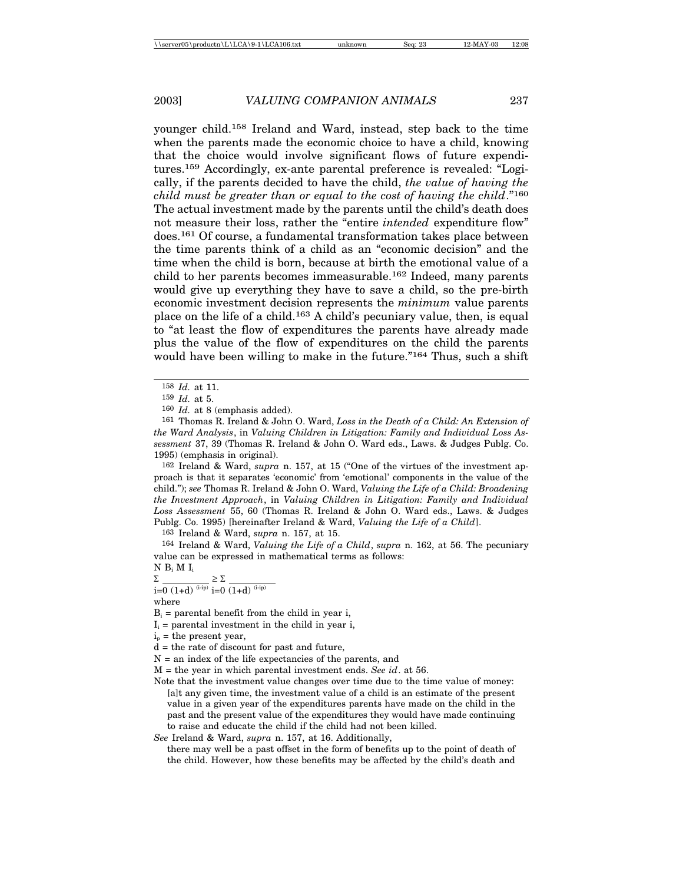younger child.[158] Ireland and Ward, instead, step back to the time when the parents made the economic choice to have a child, knowing that the choice would involve significant flows of future expenditures.[159] Accordingly, ex-ante parental preference is revealed: "Logically, if the parents decided to have the child, *the value of having the child must be greater than or equal to the cost of having the child*."[160] The actual investment made by the parents until the child's death does not measure their loss, rather the "entire *intended* expenditure flow" does.[161] Of course, a fundamental transformation takes place between the time parents think of a child as an "economic decision" and the time when the child is born, because at birth the emotional value of a child to her parents becomes immeasurable.[162] Indeed, many parents would give up everything they have to save a child, so the pre-birth economic investment decision represents the *minimum* value parents place on the life of a child.[163] A child's pecuniary value, then, is equal to "at least the flow of expenditures the parents have already made plus the value of the flow of expenditures on the child the parents would have been willing to make in the future."[164] Thus, such a shift

---

[158] *Id.* at 11.

[159] *Id.* at 5.

[160] *Id.* at 8 (emphasis added).

[161] Thomas R. Ireland & John O. Ward, *Loss in the Death of a Child: An Extension of the Ward Analysis*, in *Valuing Children in Litigation: Family and Individual Loss Assessment* 37, 39 (Thomas R. Ireland & John O. Ward eds., Laws. & Judges Publg. Co. 1995) (emphasis in original).

[162] Ireland & Ward, *supra* n. 157, at 15 ("One of the virtues of the investment approach is that it separates 'economic' from 'emotional' components in the value of the child."); *see* Thomas R. Ireland & John O. Ward, *Valuing the Life of a Child: Broadening the Investment Approach*, in *Valuing Children in Litigation: Family and Individual Loss Assessment* 55, 60 (Thomas R. Ireland & John O. Ward eds., Laws. & Judges Publg. Co. 1995) [hereinafter Ireland & Ward, *Valuing the Life of a Child*].

[163] Ireland & Ward, *supra* n. 157, at 15.

[164] Ireland & Ward, *Valuing the Life of a Child*, *supra* n. 162, at 56. The pecuniary value can be expressed in mathematical terms as follows:

$$\sum_{i=0}^{N} \frac{B_i}{(1+d)^{(i-ip)}} \geq \sum_{i=0}^{M} \frac{I_i}{(1+d)^{(i-ip)}}$$

where

$B_i$ = parental benefit from the child in year i,

$I_i$ = parental investment in the child in year i,

$i_p$ = the present year,

d = the rate of discount for past and future,

N = an index of the life expectancies of the parents, and

M = the year in which parental investment ends. *See id*. at 56.

Note that the investment value changes over time due to the time value of money:

> [a]t any given time, the investment value of a child is an estimate of the present value in a given year of the expenditures parents have made on the child in the past and the present value of the expenditures they would have made continuing to raise and educate the child if the child had not been killed.

*See* Ireland & Ward, *supra* n. 157, at 16. Additionally,

> there may well be a past offset in the form of benefits up to the point of death of the child. However, how these benefits may be affected by the child's death and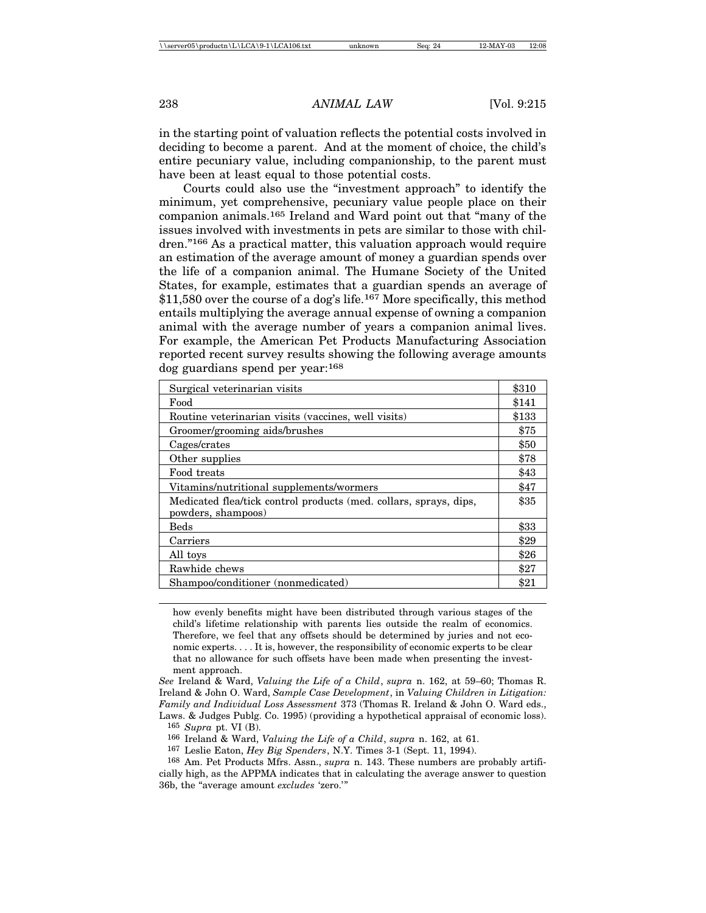in the starting point of valuation reflects the potential costs involved in deciding to become a parent. And at the moment of choice, the child's entire pecuniary value, including companionship, to the parent must have been at least equal to those potential costs.

Courts could also use the "investment approach" to identify the minimum, yet comprehensive, pecuniary value people place on their companion animals.[165] Ireland and Ward point out that "many of the issues involved with investments in pets are similar to those with children."[166] As a practical matter, this valuation approach would require an estimation of the average amount of money a guardian spends over the life of a companion animal. The Humane Society of the United States, for example, estimates that a guardian spends an average of $11,580 over the course of a dog's life.[167] More specifically, this method entails multiplying the average annual expense of owning a companion animal with the average number of years a companion animal lives. For example, the American Pet Products Manufacturing Association reported recent survey results showing the following average amounts dog guardians spend per year:[168]

| | |
|---|---|
| Surgical veterinarian visits | $310 |
| Food | $141 |
| Routine veterinarian visits (vaccines, well visits) | $133 |
| Groomer/grooming aids/brushes | $75 |
| Cages/crates | $50 |
| Other supplies | $78 |
| Food treats | $43 |
| Vitamins/nutritional supplements/wormers | $47 |
| Medicated flea/tick control products (med. collars, sprays, dips, powders, shampoos) | $35 |
| Beds | $33 |
| Carriers | $29 |
| All toys | $26 |
| Rawhide chews | $27 |
| Shampoo/conditioner (nonmedicated) | $21 |

how evenly benefits might have been distributed through various stages of the child's lifetime relationship with parents lies outside the realm of economics. Therefore, we feel that any offsets should be determined by juries and not economic experts. . . . It is, however, the responsibility of economic experts to be clear that no allowance for such offsets have been made when presenting the investment approach.

*See* Ireland & Ward, *Valuing the Life of a Child*, *supra* n. 162, at 59–60; Thomas R. Ireland & John O. Ward, *Sample Case Development*, in *Valuing Children in Litigation: Family and Individual Loss Assessment* 373 (Thomas R. Ireland & John O. Ward eds., Laws. & Judges Publg. Co. 1995) (providing a hypothetical appraisal of economic loss).

[165] *Supra* pt. VI (B).

[166] Ireland & Ward, *Valuing the Life of a Child*, *supra* n. 162, at 61.

[167] Leslie Eaton, *Hey Big Spenders*, N.Y. Times 3-1 (Sept. 11, 1994).

[168] Am. Pet Products Mfrs. Assn., *supra* n. 143. These numbers are probably artificially high, as the APPMA indicates that in calculating the average answer to question 36b, the "average amount *excludes* 'zero.'"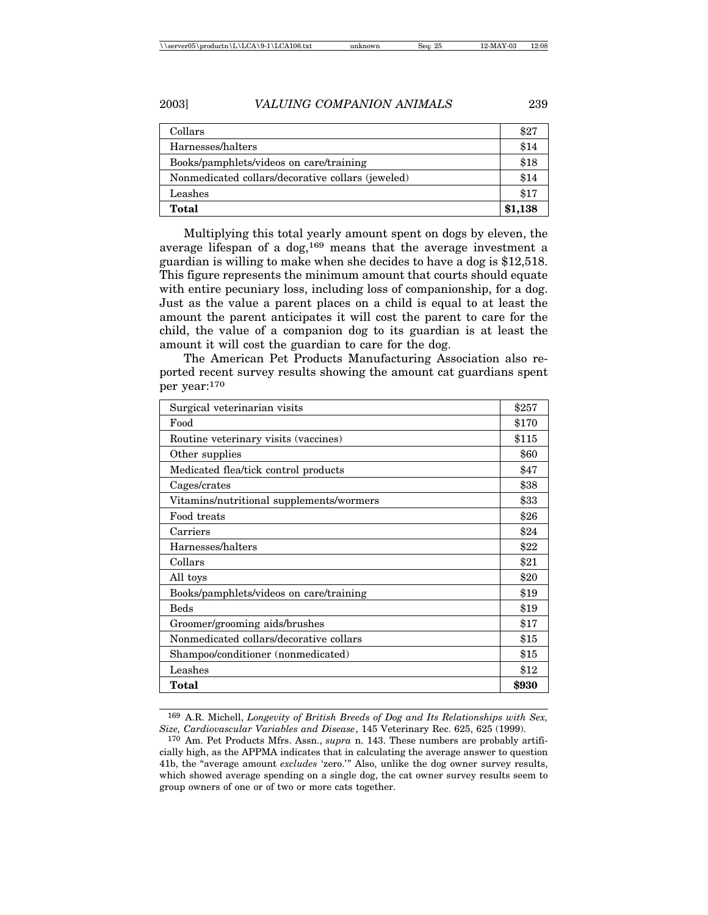| | |
|---|---|
| Collars | $27 |
| Harnesses/halters | $14 |
| Books/pamphlets/videos on care/training | $18 |
| Nonmedicated collars/decorative collars (jeweled) | $14 |
| Leashes | $17 |
| **Total** | **$1,138** |

Multiplying this total yearly amount spent on dogs by eleven, the average lifespan of a dog,[169] means that the average investment a guardian is willing to make when she decides to have a dog is $12,518. This figure represents the minimum amount that courts should equate with entire pecuniary loss, including loss of companionship, for a dog. Just as the value a parent places on a child is equal to at least the amount the parent anticipates it will cost the parent to care for the child, the value of a companion dog to its guardian is at least the amount it will cost the guardian to care for the dog.

The American Pet Products Manufacturing Association also reported recent survey results showing the amount cat guardians spent per year:[170]

| | |
|---|---|
| Surgical veterinarian visits | $257 |
| Food | $170 |
| Routine veterinary visits (vaccines) | $115 |
| Other supplies | $60 |
| Medicated flea/tick control products | $47 |
| Cages/crates | $38 |
| Vitamins/nutritional supplements/wormers | $33 |
| Food treats | $26 |
| Carriers | $24 |
| Harnesses/halters | $22 |
| Collars | $21 |
| All toys | $20 |
| Books/pamphlets/videos on care/training | $19 |
| Beds | $19 |
| Groomer/grooming aids/brushes | $17 |
| Nonmedicated collars/decorative collars | $15 |
| Shampoo/conditioner (nonmedicated) | $15 |
| Leashes | $12 |
| **Total** | **$930** |

[169] A.R. Michell, *Longevity of British Breeds of Dog and Its Relationships with Sex, Size, Cardiovascular Variables and Disease*, 145 Veterinary Rec. 625, 625 (1999).

[170] Am. Pet Products Mfrs. Assn., *supra* n. 143. These numbers are probably artificially high, as the APPMA indicates that in calculating the average answer to question 41b, the "average amount *excludes* 'zero.'" Also, unlike the dog owner survey results, which showed average spending on a single dog, the cat owner survey results seem to group owners of one or of two or more cats together.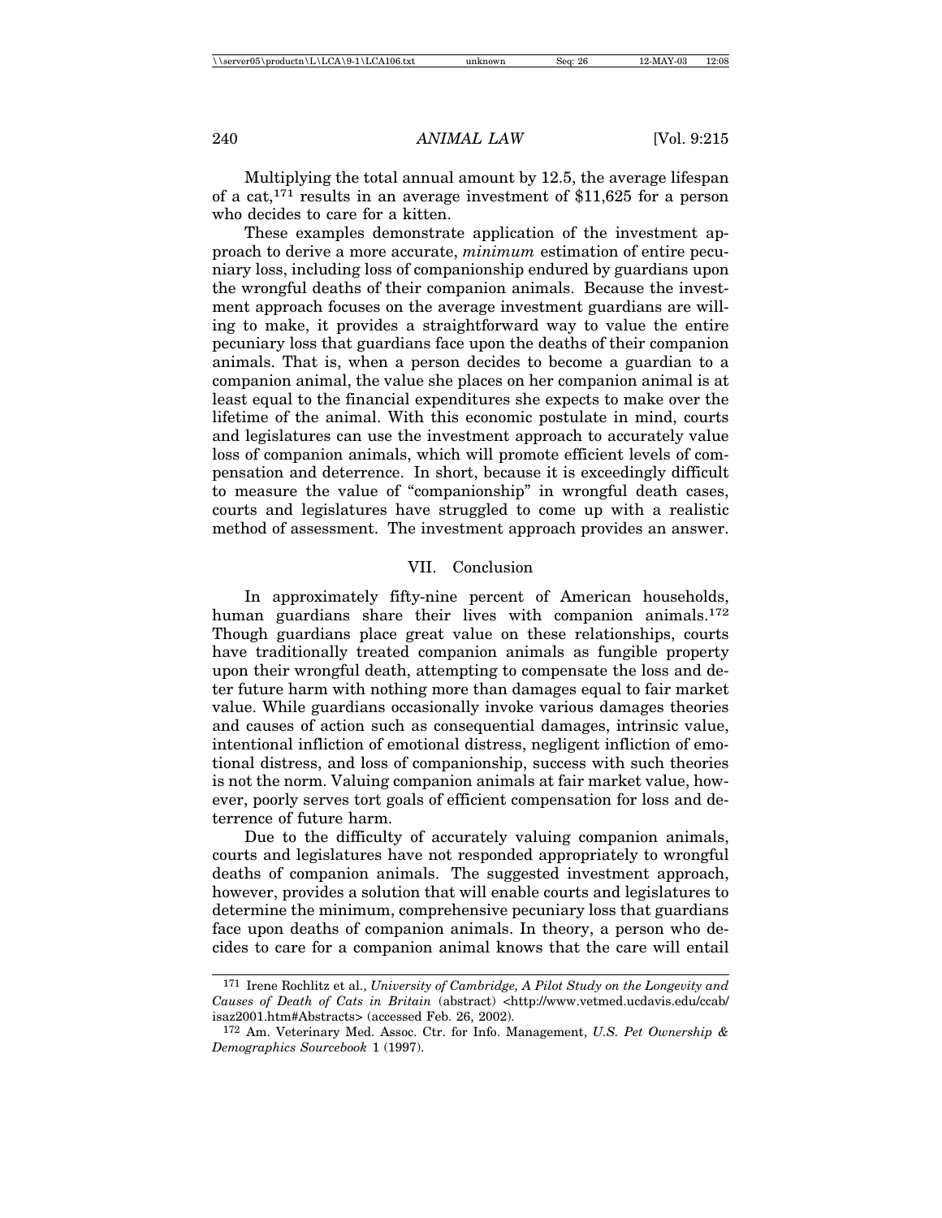Multiplying the total annual amount by 12.5, the average lifespan of a cat,[171] results in an average investment of $11,625 for a person who decides to care for a kitten.

These examples demonstrate application of the investment approach to derive a more accurate, *minimum* estimation of entire pecuniary loss, including loss of companionship endured by guardians upon the wrongful deaths of their companion animals. Because the investment approach focuses on the average investment guardians are willing to make, it provides a straightforward way to value the entire pecuniary loss that guardians face upon the deaths of their companion animals. That is, when a person decides to become a guardian to a companion animal, the value she places on her companion animal is at least equal to the financial expenditures she expects to make over the lifetime of the animal. With this economic postulate in mind, courts and legislatures can use the investment approach to accurately value loss of companion animals, which will promote efficient levels of compensation and deterrence. In short, because it is exceedingly difficult to measure the value of "companionship" in wrongful death cases, courts and legislatures have struggled to come up with a realistic method of assessment. The investment approach provides an answer.

## VII. Conclusion

In approximately fifty-nine percent of American households, human guardians share their lives with companion animals.[172] Though guardians place great value on these relationships, courts have traditionally treated companion animals as fungible property upon their wrongful death, attempting to compensate the loss and deter future harm with nothing more than damages equal to fair market value. While guardians occasionally invoke various damages theories and causes of action such as consequential damages, intrinsic value, intentional infliction of emotional distress, negligent infliction of emotional distress, and loss of companionship, success with such theories is not the norm. Valuing companion animals at fair market value, however, poorly serves tort goals of efficient compensation for loss and deterrence of future harm.

Due to the difficulty of accurately valuing companion animals, courts and legislatures have not responded appropriately to wrongful deaths of companion animals. The suggested investment approach, however, provides a solution that will enable courts and legislatures to determine the minimum, comprehensive pecuniary loss that guardians face upon deaths of companion animals. In theory, a person who decides to care for a companion animal knows that the care will entail

---

[171] Irene Rochlitz et al., *University of Cambridge, A Pilot Study on the Longevity and Causes of Death of Cats in Britain* (abstract) <http://www.vetmed.ucdavis.edu/ccab/isaz2001.htm#Abstracts> (accessed Feb. 26, 2002).

[172] Am. Veterinary Med. Assoc. Ctr. for Info. Management, *U.S. Pet Ownership & Demographics Sourcebook* 1 (1997).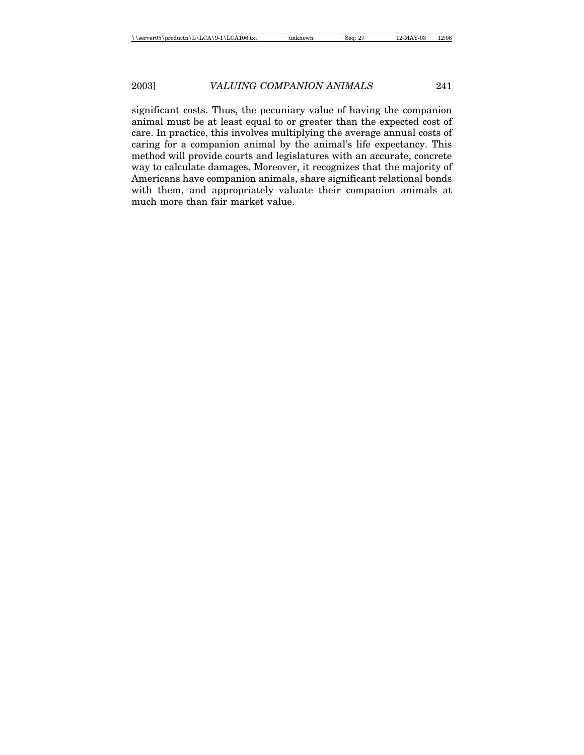significant costs. Thus, the pecuniary value of having the companion animal must be at least equal to or greater than the expected cost of care. In practice, this involves multiplying the average annual costs of caring for a companion animal by the animal's life expectancy. This method will provide courts and legislatures with an accurate, concrete way to calculate damages. Moreover, it recognizes that the majority of Americans have companion animals, share significant relational bonds with them, and appropriately valuate their companion animals at much more than fair market value.